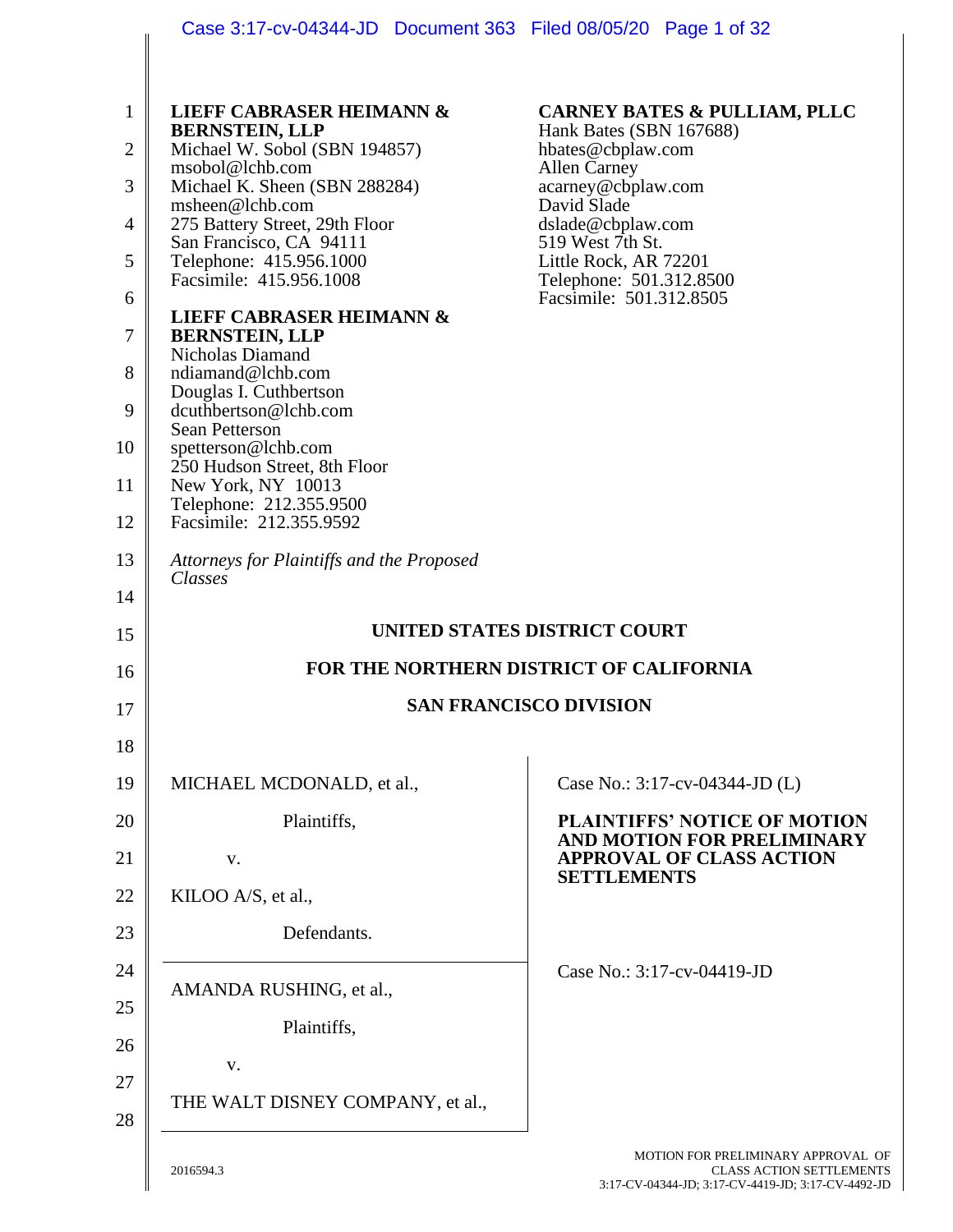**LIEFF CABRASER HEIMANN & BERNSTEIN, LLP**
Michael W. Sobol (SBN 194857)
msobol@lchb.com
Michael K. Sheen (SBN 288284)
msheen@lchb.com
275 Battery Street, 29th Floor
San Francisco, CA 94111
Telephone: 415.956.1000
Facsimile: 415.956.1008

**LIEFF CABRASER HEIMANN & BERNSTEIN, LLP**
Nicholas Diamand
ndiamand@lchb.com
Douglas I. Cuthbertson
dcuthbertson@lchb.com
Sean Petterson
spetterson@lchb.com
250 Hudson Street, 8th Floor
New York, NY 10013
Telephone: 212.355.9500
Facsimile: 212.355.9592

**CARNEY BATES & PULLIAM, PLLC**
Hank Bates (SBN 167688)
hbates@cbplaw.com
Allen Carney
acarney@cbplaw.com
David Slade
dslade@cbplaw.com
519 West 7th St.
Little Rock, AR 72201
Telephone: 501.312.8500
Facsimile: 501.312.8505

*Attorneys for Plaintiffs and the Proposed Classes*

**UNITED STATES DISTRICT COURT**

**FOR THE NORTHERN DISTRICT OF CALIFORNIA**

**SAN FRANCISCO DIVISION**

MICHAEL MCDONALD, et al.,

Plaintiffs,

v.

KILOO A/S, et al.,

Defendants.

Case No.: 3:17-cv-04344-JD (L)

**PLAINTIFFS' NOTICE OF MOTION AND MOTION FOR PRELIMINARY APPROVAL OF CLASS ACTION SETTLEMENTS**

AMANDA RUSHING, et al.,

Plaintiffs,

v.

THE WALT DISNEY COMPANY, et al.,

Case No.: 3:17-cv-04419-JD

2016594.3

MOTION FOR PRELIMINARY APPROVAL OF CLASS ACTION SETTLEMENTS
3:17-CV-04344-JD; 3:17-CV-4419-JD; 3:17-CV-4492-JD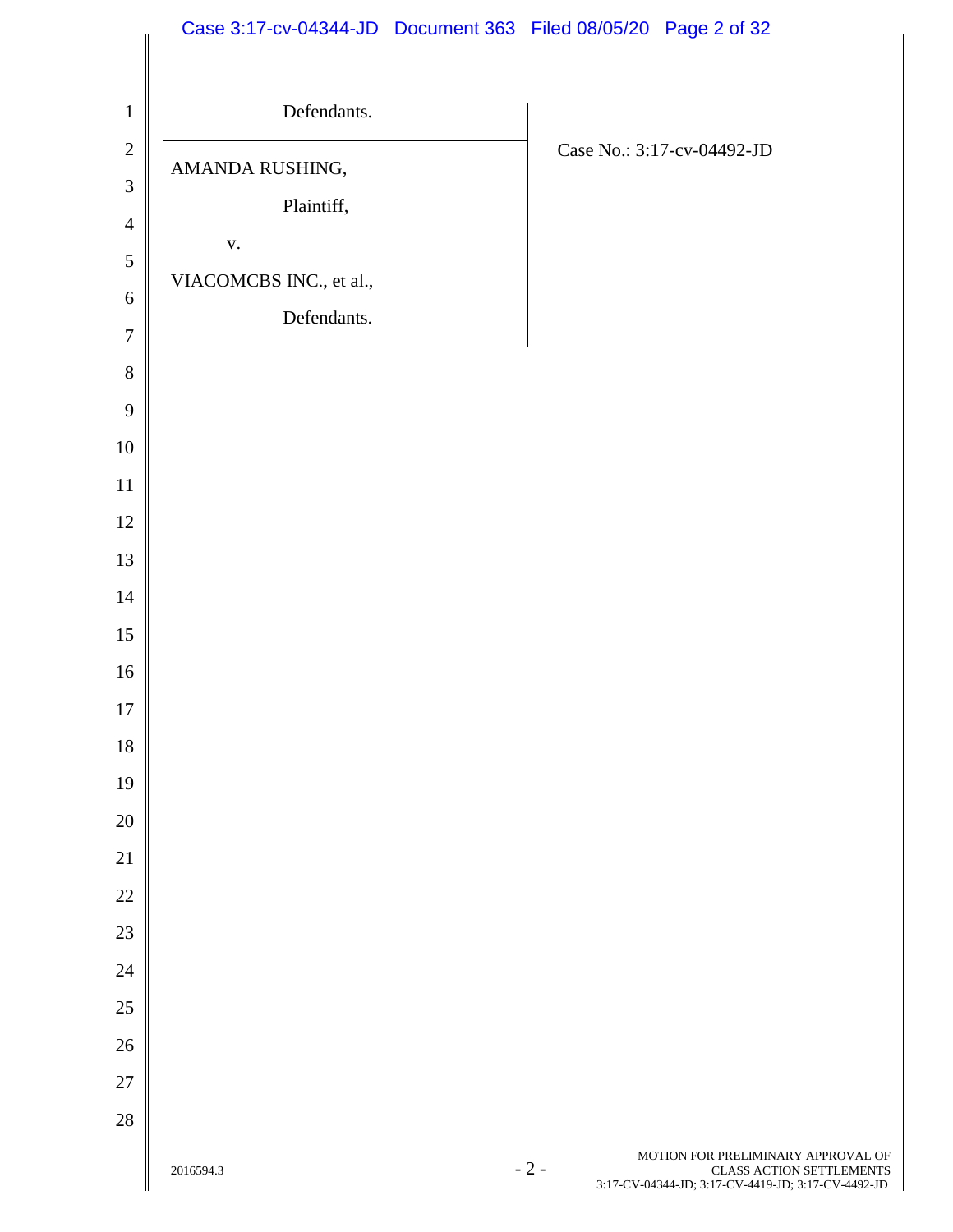Defendants.

---

AMANDA RUSHING,

Plaintiff,

v.

VIACOMCBS INC., et al.,

Defendants.

Case No.: 3:17-cv-04492-JD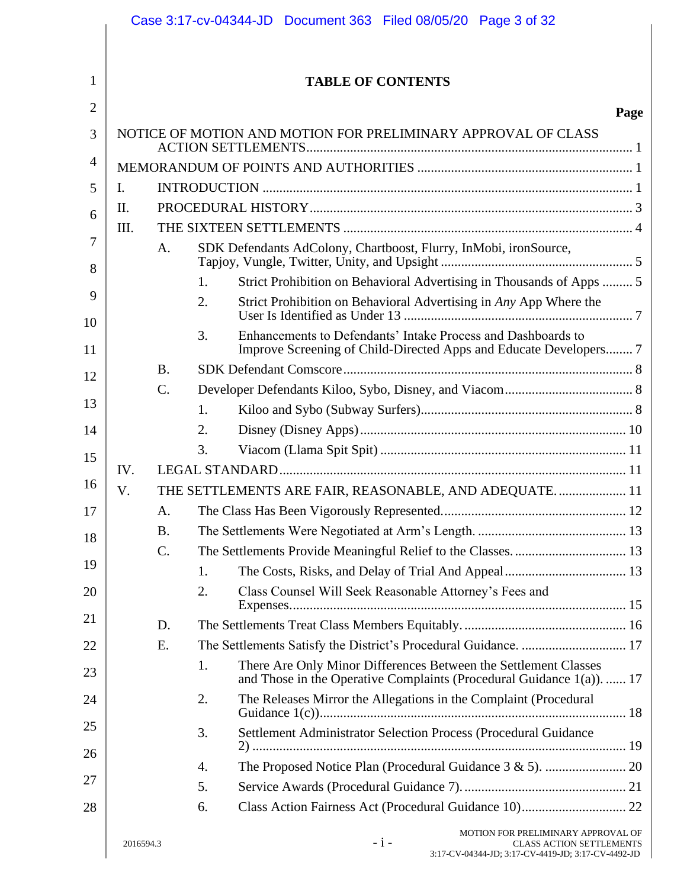# TABLE OF CONTENTS

| | Page |
|---|---|
| NOTICE OF MOTION AND MOTION FOR PRELIMINARY APPROVAL OF CLASS ACTION SETTLEMENTS | 1 |
| MEMORANDUM OF POINTS AND AUTHORITIES | 1 |
| I. INTRODUCTION | 1 |
| II. PROCEDURAL HISTORY | 3 |
| III. THE SIXTEEN SETTLEMENTS | 4 |
| A. SDK Defendants AdColony, Chartboost, Flurry, InMobi, ironSource, Tapjoy, Vungle, Twitter, Unity, and Upsight | 5 |
| 1. Strict Prohibition on Behavioral Advertising in Thousands of Apps | 5 |
| 2. Strict Prohibition on Behavioral Advertising in *Any* App Where the User Is Identified as Under 13 | 7 |
| 3. Enhancements to Defendants' Intake Process and Dashboards to Improve Screening of Child-Directed Apps and Educate Developers | 7 |
| B. SDK Defendant Comscore | 8 |
| C. Developer Defendants Kiloo, Sybo, Disney, and Viacom | 8 |
| 1. Kiloo and Sybo (Subway Surfers) | 8 |
| 2. Disney (Disney Apps) | 10 |
| 3. Viacom (Llama Spit Spit) | 11 |
| IV. LEGAL STANDARD | 11 |
| V. THE SETTLEMENTS ARE FAIR, REASONABLE, AND ADEQUATE. | 11 |
| A. The Class Has Been Vigorously Represented. | 12 |
| B. The Settlements Were Negotiated at Arm's Length. | 13 |
| C. The Settlements Provide Meaningful Relief to the Classes. | 13 |
| 1. The Costs, Risks, and Delay of Trial And Appeal | 13 |
| 2. Class Counsel Will Seek Reasonable Attorney's Fees and Expenses | 15 |
| D. The Settlements Treat Class Members Equitably. | 16 |
| E. The Settlements Satisfy the District's Procedural Guidance. | 17 |
| 1. There Are Only Minor Differences Between the Settlement Classes and Those in the Operative Complaints (Procedural Guidance 1(a)). | 17 |
| 2. The Releases Mirror the Allegations in the Complaint (Procedural Guidance 1(c)) | 18 |
| 3. Settlement Administrator Selection Process (Procedural Guidance 2) | 19 |
| 4. The Proposed Notice Plan (Procedural Guidance 3 & 5). | 20 |
| 5. Service Awards (Procedural Guidance 7). | 21 |
| 6. Class Action Fairness Act (Procedural Guidance 10) | 22 |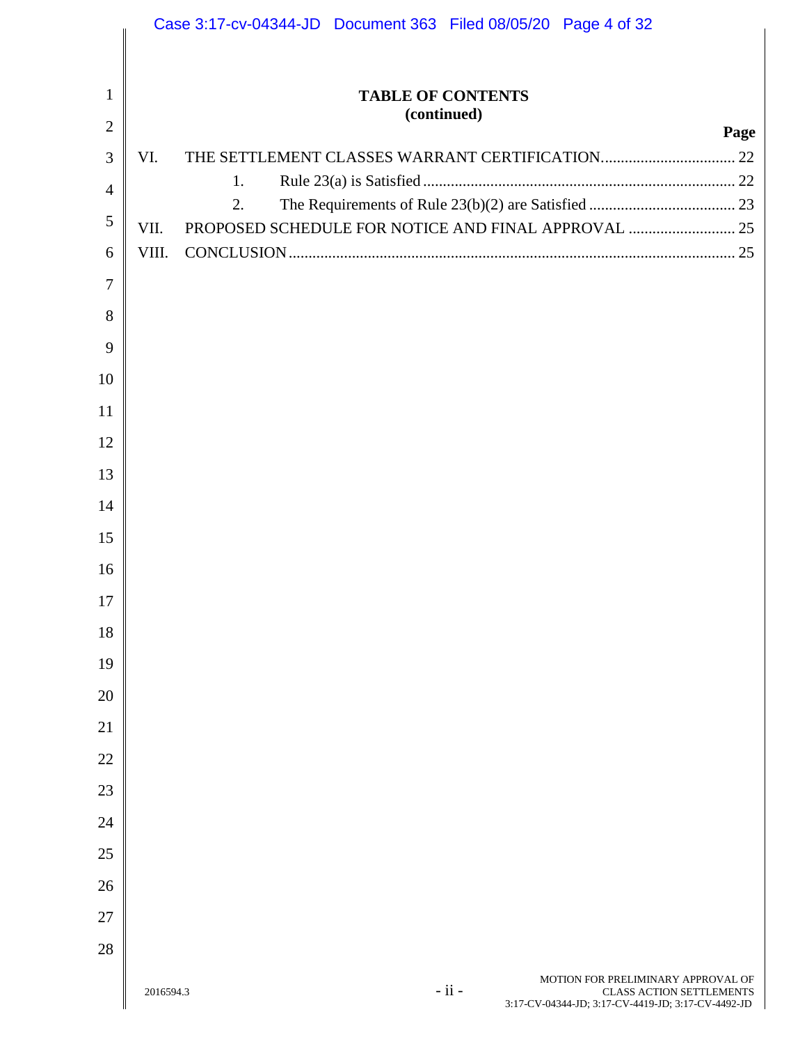**TABLE OF CONTENTS**
**(continued)**

| | | Page |
|---|---|---|
| VI. | THE SETTLEMENT CLASSES WARRANT CERTIFICATION | 22 |
| | 1. Rule 23(a) is Satisfied | 22 |
| | 2. The Requirements of Rule 23(b)(2) are Satisfied | 23 |
| VII. | PROPOSED SCHEDULE FOR NOTICE AND FINAL APPROVAL | 25 |
| VIII. | CONCLUSION | 25 |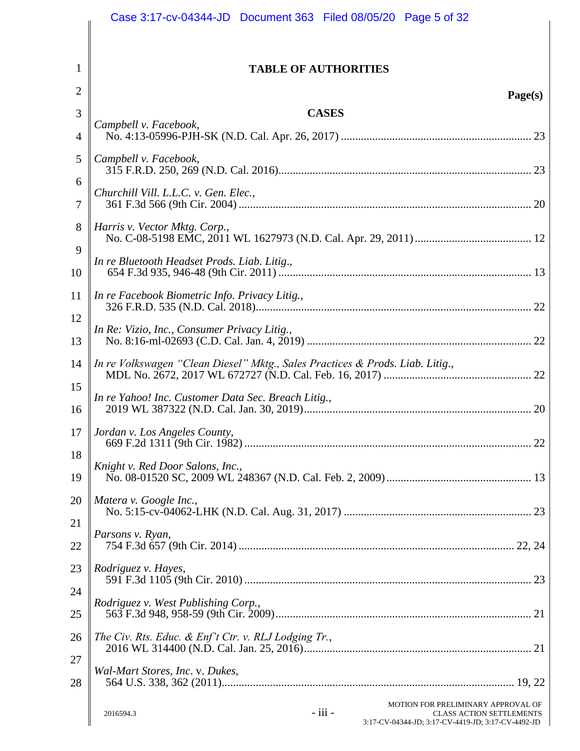# TABLE OF AUTHORITIES

**Page(s)**

## CASES

*Campbell v. Facebook*,
No. 4:13-05996-PJH-SK (N.D. Cal. Apr. 26, 2017) .................................................................. 23

*Campbell v. Facebook*,
315 F.R.D. 250, 269 (N.D. Cal. 2016)........................................................................................ 23

*Churchill Vill. L.L.C. v. Gen. Elec.*,
361 F.3d 566 (9th Cir. 2004) ...................................................................................................... 20

*Harris v. Vector Mktg. Corp.*,
No. C-08-5198 EMC, 2011 WL 1627973 (N.D. Cal. Apr. 29, 2011) ......................................... 12

*In re Bluetooth Headset Prods. Liab. Litig*.,
654 F.3d 935, 946-48 (9th Cir. 2011) ........................................................................................ 13

*In re Facebook Biometric Info. Privacy Litig.*,
326 F.R.D. 535 (N.D. Cal. 2018)................................................................................................ 22

*In Re: Vizio, Inc., Consumer Privacy Litig.*,
No. 8:16-ml-02693 (C.D. Cal. Jan. 4, 2019) .............................................................................. 22

*In re Volkswagen "Clean Diesel" Mktg., Sales Practices & Prods. Liab. Litig*.,
MDL No. 2672, 2017 WL 672727 (N.D. Cal. Feb. 16, 2017) .................................................... 22

*In re Yahoo! Inc. Customer Data Sec. Breach Litig.*,
2019 WL 387322 (N.D. Cal. Jan. 30, 2019)............................................................................... 20

*Jordan v. Los Angeles County*,
669 F.2d 1311 (9th Cir. 1982) .................................................................................................... 22

*Knight v. Red Door Salons, Inc.*,
No. 08-01520 SC, 2009 WL 248367 (N.D. Cal. Feb. 2, 2009) .................................................. 13

*Matera v. Google Inc.*,
No. 5:15-cv-04062-LHK (N.D. Cal. Aug. 31, 2017) ................................................................. 23

*Parsons v. Ryan*,
754 F.3d 657 (9th Cir. 2014) ................................................................................................ 22, 24

*Rodriguez v. Hayes*,
591 F.3d 1105 (9th Cir. 2010) .................................................................................................... 23

*Rodriguez v. West Publishing Corp.*,
563 F.3d 948, 958-59 (9th Cir. 2009).......................................................................................... 21

*The Civ. Rts. Educ. & Enf't Ctr. v. RLJ Lodging Tr.*,
2016 WL 314400 (N.D. Cal. Jan. 25, 2016)............................................................................... 21

*Wal-Mart Stores, Inc*. v. *Dukes*,
564 U.S. 338, 362 (2011)...................................................................................................... 19, 22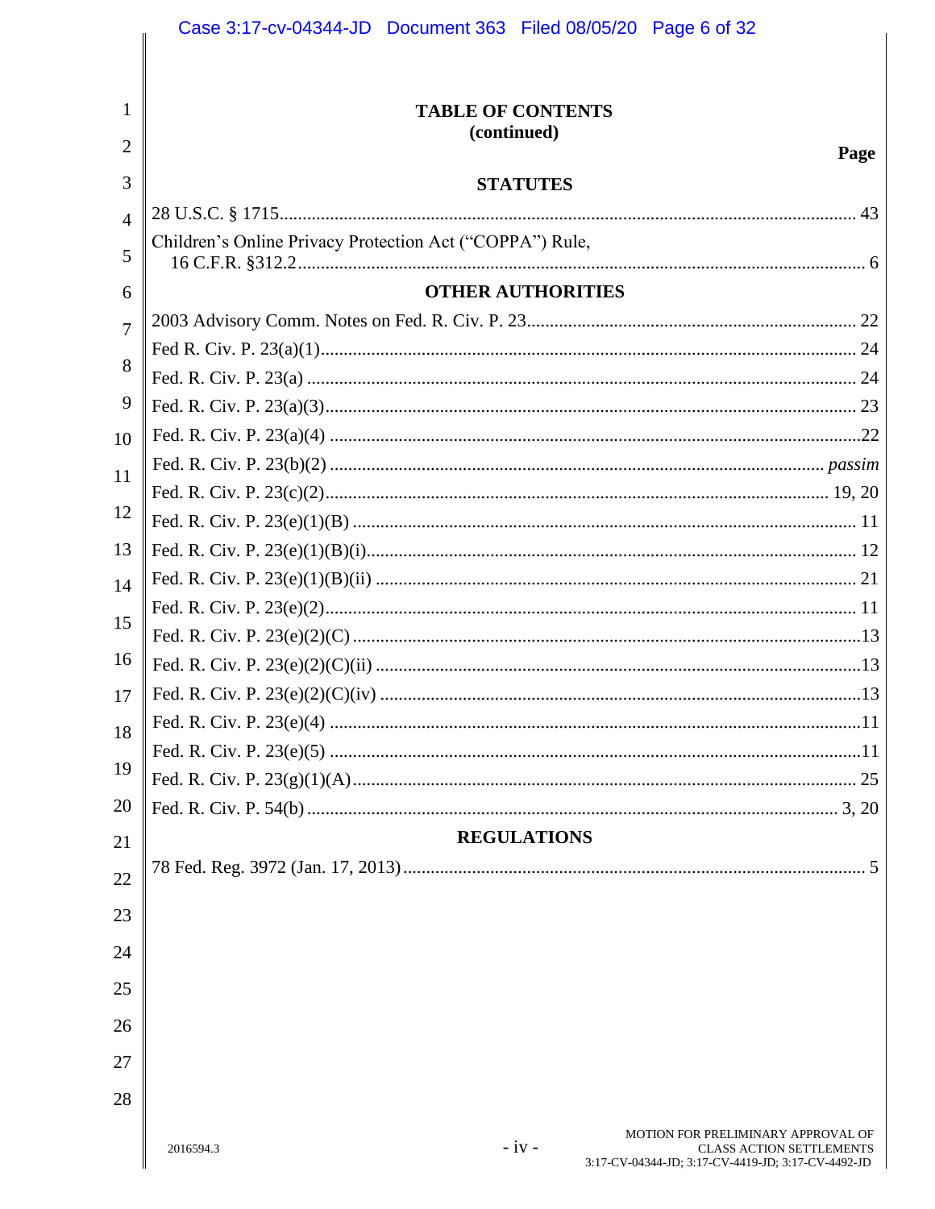# TABLE OF CONTENTS
**(continued)**

**Page**

## STATUTES

28 U.S.C. § 1715 .................................................................................................................. 43

Children's Online Privacy Protection Act ("COPPA") Rule,
16 C.F.R. §312.2 ............................................................................................................... 6

## OTHER AUTHORITIES

2003 Advisory Comm. Notes on Fed. R. Civ. P. 23 ...................................................................... 22

Fed R. Civ. P. 23(a)(1) .................................................................................................................. 24

Fed. R. Civ. P. 23(a) ...................................................................................................................... 24

Fed. R. Civ. P. 23(a)(3) .................................................................................................................. 23

Fed. R. Civ. P. 23(a)(4) ..................................................................................................................22

Fed. R. Civ. P. 23(b)(2) ......................................................................................................... *passim*

Fed. R. Civ. P. 23(c)(2) ............................................................................................................ 19, 20

Fed. R. Civ. P. 23(e)(1)(B) ............................................................................................................ 11

Fed. R. Civ. P. 23(e)(1)(B)(i) ......................................................................................................... 12

Fed. R. Civ. P. 23(e)(1)(B)(ii) ....................................................................................................... 21

Fed. R. Civ. P. 23(e)(2) .................................................................................................................. 11

Fed. R. Civ. P. 23(e)(2)(C) .............................................................................................................13

Fed. R. Civ. P. 23(e)(2)(C)(ii) ........................................................................................................13

Fed. R. Civ. P. 23(e)(2)(C)(iv) .......................................................................................................13

Fed. R. Civ. P. 23(e)(4) ..................................................................................................................11

Fed. R. Civ. P. 23(e)(5) ..................................................................................................................11

Fed. R. Civ. P. 23(g)(1)(A) ............................................................................................................ 25

Fed. R. Civ. P. 54(b) ................................................................................................................. 3, 20

## REGULATIONS

78 Fed. Reg. 3972 (Jan. 17, 2013) ................................................................................................... 5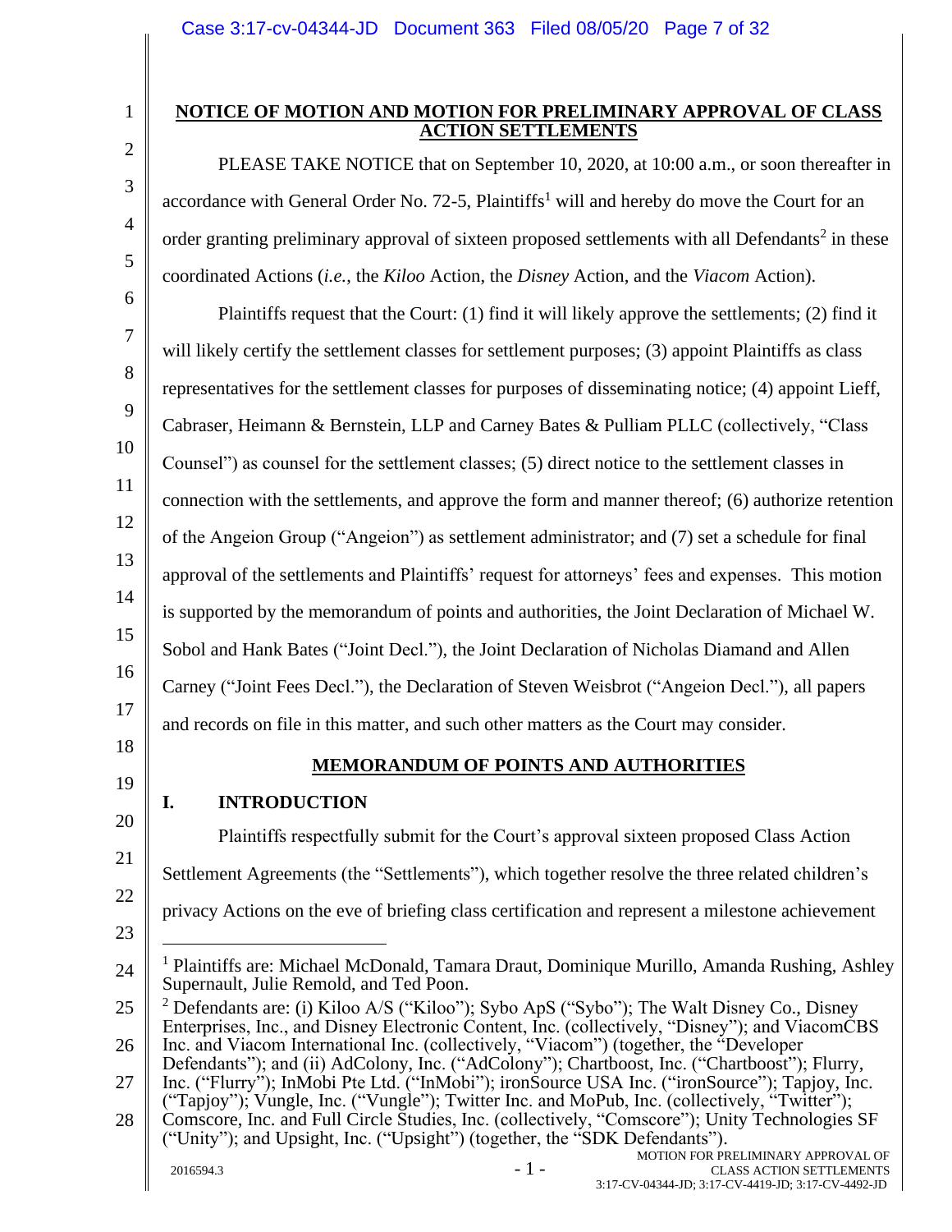## NOTICE OF MOTION AND MOTION FOR PRELIMINARY APPROVAL OF CLASS ACTION SETTLEMENTS

PLEASE TAKE NOTICE that on September 10, 2020, at 10:00 a.m., or soon thereafter in accordance with General Order No. 72-5, Plaintiffs[1] will and hereby do move the Court for an order granting preliminary approval of sixteen proposed settlements with all Defendants[2] in these coordinated Actions (*i.e.*, the *Kiloo* Action, the *Disney* Action, and the *Viacom* Action).

Plaintiffs request that the Court: (1) find it will likely approve the settlements; (2) find it will likely certify the settlement classes for settlement purposes; (3) appoint Plaintiffs as class representatives for the settlement classes for purposes of disseminating notice; (4) appoint Lieff, Cabraser, Heimann & Bernstein, LLP and Carney Bates & Pulliam PLLC (collectively, "Class Counsel") as counsel for the settlement classes; (5) direct notice to the settlement classes in connection with the settlements, and approve the form and manner thereof; (6) authorize retention of the Angeion Group ("Angeion") as settlement administrator; and (7) set a schedule for final approval of the settlements and Plaintiffs' request for attorneys' fees and expenses. This motion is supported by the memorandum of points and authorities, the Joint Declaration of Michael W. Sobol and Hank Bates ("Joint Decl."), the Joint Declaration of Nicholas Diamand and Allen Carney ("Joint Fees Decl."), the Declaration of Steven Weisbrot ("Angeion Decl."), all papers and records on file in this matter, and such other matters as the Court may consider.

## MEMORANDUM OF POINTS AND AUTHORITIES

### I. INTRODUCTION

Plaintiffs respectfully submit for the Court's approval sixteen proposed Class Action Settlement Agreements (the "Settlements"), which together resolve the three related children's privacy Actions on the eve of briefing class certification and represent a milestone achievement

---

[1] Plaintiffs are: Michael McDonald, Tamara Draut, Dominique Murillo, Amanda Rushing, Ashley Supernault, Julie Remold, and Ted Poon.

[2] Defendants are: (i) Kiloo A/S ("Kiloo"); Sybo ApS ("Sybo"); The Walt Disney Co., Disney Enterprises, Inc., and Disney Electronic Content, Inc. (collectively, "Disney"); and ViacomCBS Inc. and Viacom International Inc. (collectively, "Viacom") (together, the "Developer Defendants"); and (ii) AdColony, Inc. ("AdColony"); Chartboost, Inc. ("Chartboost"); Flurry, Inc. ("Flurry"); InMobi Pte Ltd. ("InMobi"); ironSource USA Inc. ("ironSource"); Tapjoy, Inc. ("Tapjoy"); Vungle, Inc. ("Vungle"); Twitter Inc. and MoPub, Inc. (collectively, "Twitter"); Comscore, Inc. and Full Circle Studies, Inc. (collectively, "Comscore"); Unity Technologies SF ("Unity"); and Upsight, Inc. ("Upsight") (together, the "SDK Defendants").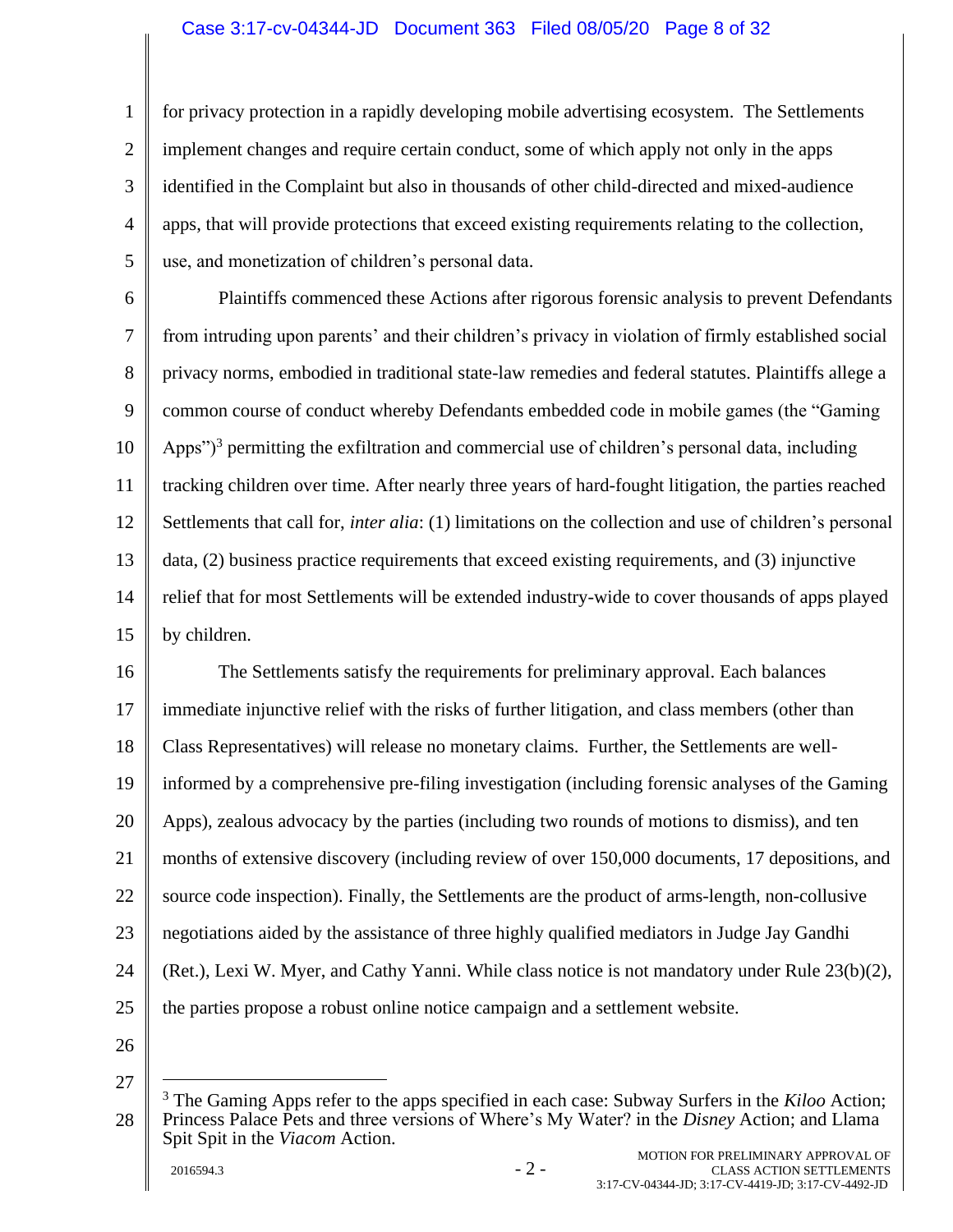for privacy protection in a rapidly developing mobile advertising ecosystem. The Settlements implement changes and require certain conduct, some of which apply not only in the apps identified in the Complaint but also in thousands of other child-directed and mixed-audience apps, that will provide protections that exceed existing requirements relating to the collection, use, and monetization of children's personal data.

Plaintiffs commenced these Actions after rigorous forensic analysis to prevent Defendants from intruding upon parents' and their children's privacy in violation of firmly established social privacy norms, embodied in traditional state-law remedies and federal statutes. Plaintiffs allege a common course of conduct whereby Defendants embedded code in mobile games (the "Gaming Apps")[3] permitting the exfiltration and commercial use of children's personal data, including tracking children over time. After nearly three years of hard-fought litigation, the parties reached Settlements that call for, *inter alia*: (1) limitations on the collection and use of children's personal data, (2) business practice requirements that exceed existing requirements, and (3) injunctive relief that for most Settlements will be extended industry-wide to cover thousands of apps played by children.

The Settlements satisfy the requirements for preliminary approval. Each balances immediate injunctive relief with the risks of further litigation, and class members (other than Class Representatives) will release no monetary claims. Further, the Settlements are well-informed by a comprehensive pre-filing investigation (including forensic analyses of the Gaming Apps), zealous advocacy by the parties (including two rounds of motions to dismiss), and ten months of extensive discovery (including review of over 150,000 documents, 17 depositions, and source code inspection). Finally, the Settlements are the product of arms-length, non-collusive negotiations aided by the assistance of three highly qualified mediators in Judge Jay Gandhi (Ret.), Lexi W. Myer, and Cathy Yanni. While class notice is not mandatory under Rule 23(b)(2), the parties propose a robust online notice campaign and a settlement website.

---

[3] The Gaming Apps refer to the apps specified in each case: Subway Surfers in the *Kiloo* Action; Princess Palace Pets and three versions of Where's My Water? in the *Disney* Action; and Llama Spit Spit in the *Viacom* Action.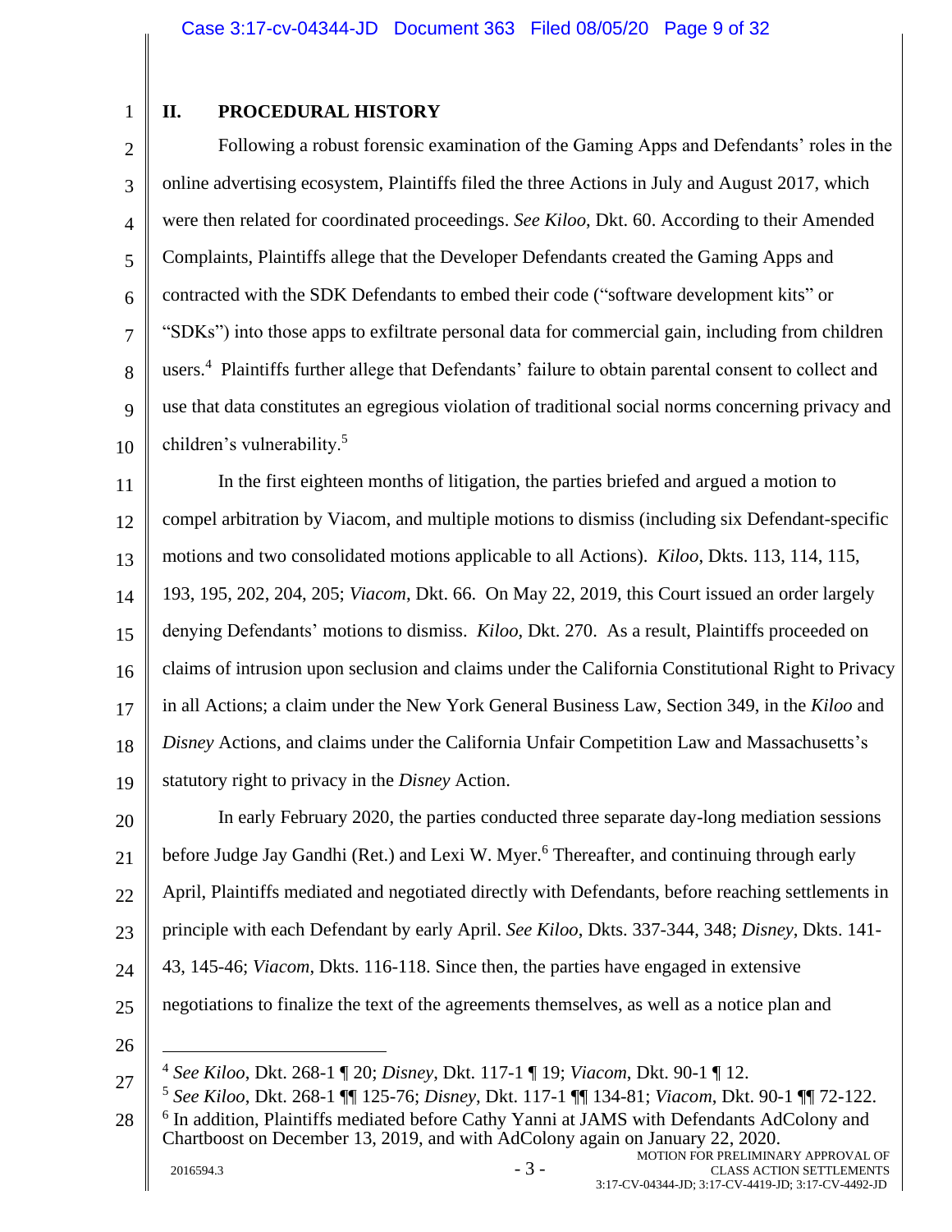## II. PROCEDURAL HISTORY

Following a robust forensic examination of the Gaming Apps and Defendants' roles in the online advertising ecosystem, Plaintiffs filed the three Actions in July and August 2017, which were then related for coordinated proceedings. *See Kiloo*, Dkt. 60. According to their Amended Complaints, Plaintiffs allege that the Developer Defendants created the Gaming Apps and contracted with the SDK Defendants to embed their code ("software development kits" or "SDKs") into those apps to exfiltrate personal data for commercial gain, including from children users.[4] Plaintiffs further allege that Defendants' failure to obtain parental consent to collect and use that data constitutes an egregious violation of traditional social norms concerning privacy and children's vulnerability.[5]

In the first eighteen months of litigation, the parties briefed and argued a motion to compel arbitration by Viacom, and multiple motions to dismiss (including six Defendant-specific motions and two consolidated motions applicable to all Actions). *Kiloo*, Dkts. 113, 114, 115, 193, 195, 202, 204, 205; *Viacom*, Dkt. 66. On May 22, 2019, this Court issued an order largely denying Defendants' motions to dismiss. *Kiloo*, Dkt. 270. As a result, Plaintiffs proceeded on claims of intrusion upon seclusion and claims under the California Constitutional Right to Privacy in all Actions; a claim under the New York General Business Law, Section 349, in the *Kiloo* and *Disney* Actions, and claims under the California Unfair Competition Law and Massachusetts's statutory right to privacy in the *Disney* Action.

In early February 2020, the parties conducted three separate day-long mediation sessions before Judge Jay Gandhi (Ret.) and Lexi W. Myer.[6] Thereafter, and continuing through early April, Plaintiffs mediated and negotiated directly with Defendants, before reaching settlements in principle with each Defendant by early April. *See Kiloo*, Dkts. 337-344, 348; *Disney*, Dkts. 141-43, 145-46; *Viacom*, Dkts. 116-118. Since then, the parties have engaged in extensive negotiations to finalize the text of the agreements themselves, as well as a notice plan and

---

[4] *See Kiloo*, Dkt. 268-1 ¶ 20; *Disney*, Dkt. 117-1 ¶ 19; *Viacom*, Dkt. 90-1 ¶ 12.

[5] *See Kiloo*, Dkt. 268-1 ¶¶ 125-76; *Disney*, Dkt. 117-1 ¶¶ 134-81; *Viacom*, Dkt. 90-1 ¶¶ 72-122.

[6] In addition, Plaintiffs mediated before Cathy Yanni at JAMS with Defendants AdColony and Chartboost on December 13, 2019, and with AdColony again on January 22, 2020.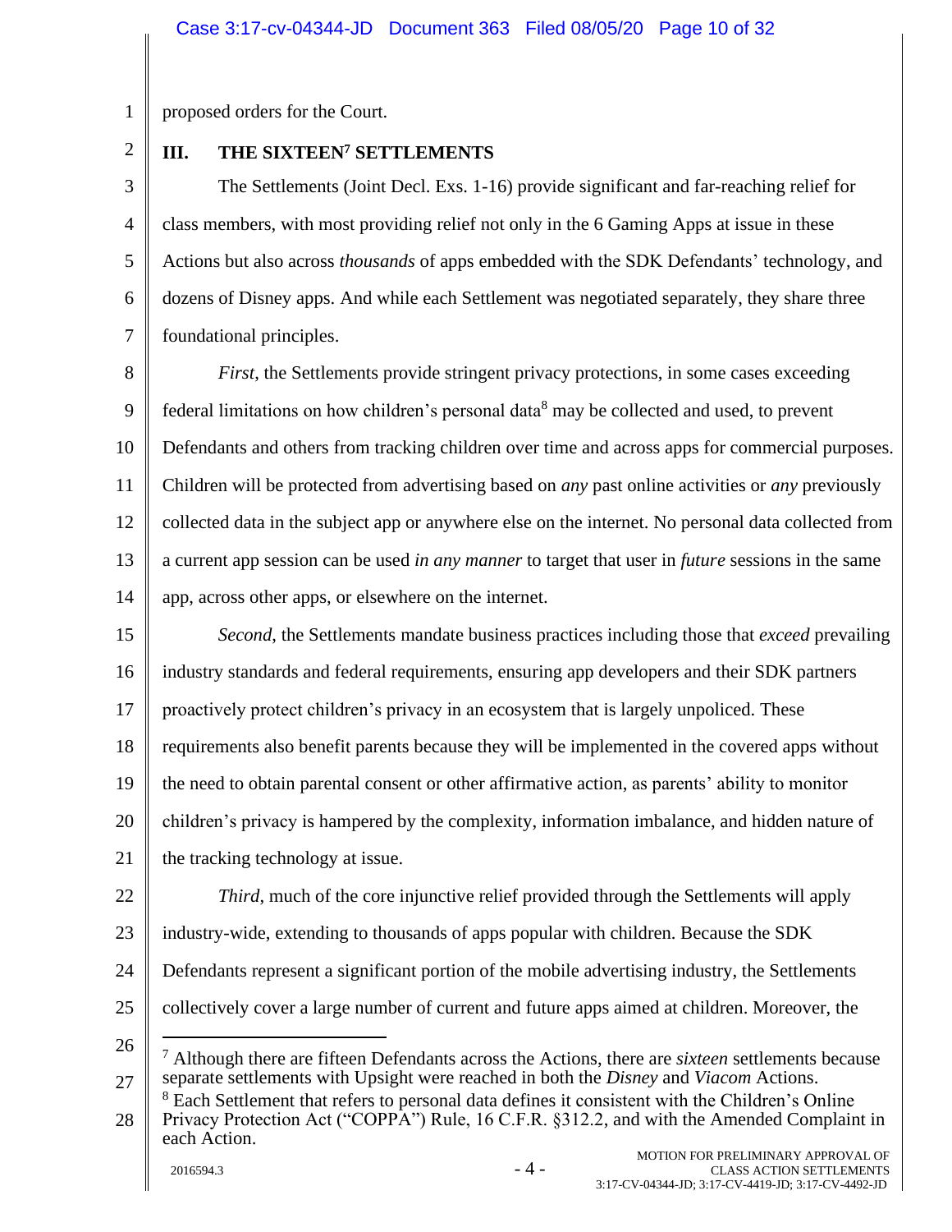proposed orders for the Court.

## III. THE SIXTEEN[7] SETTLEMENTS

The Settlements (Joint Decl. Exs. 1-16) provide significant and far-reaching relief for class members, with most providing relief not only in the 6 Gaming Apps at issue in these Actions but also across *thousands* of apps embedded with the SDK Defendants' technology, and dozens of Disney apps. And while each Settlement was negotiated separately, they share three foundational principles.

*First*, the Settlements provide stringent privacy protections, in some cases exceeding federal limitations on how children's personal data[8] may be collected and used, to prevent Defendants and others from tracking children over time and across apps for commercial purposes. Children will be protected from advertising based on *any* past online activities or *any* previously collected data in the subject app or anywhere else on the internet. No personal data collected from a current app session can be used *in any manner* to target that user in *future* sessions in the same app, across other apps, or elsewhere on the internet.

*Second*, the Settlements mandate business practices including those that *exceed* prevailing industry standards and federal requirements, ensuring app developers and their SDK partners proactively protect children's privacy in an ecosystem that is largely unpoliced. These requirements also benefit parents because they will be implemented in the covered apps without the need to obtain parental consent or other affirmative action, as parents' ability to monitor children's privacy is hampered by the complexity, information imbalance, and hidden nature of the tracking technology at issue.

*Third*, much of the core injunctive relief provided through the Settlements will apply industry-wide, extending to thousands of apps popular with children. Because the SDK Defendants represent a significant portion of the mobile advertising industry, the Settlements collectively cover a large number of current and future apps aimed at children. Moreover, the

---

[7] Although there are fifteen Defendants across the Actions, there are *sixteen* settlements because separate settlements with Upsight were reached in both the *Disney* and *Viacom* Actions.

[8] Each Settlement that refers to personal data defines it consistent with the Children's Online Privacy Protection Act ("COPPA") Rule, 16 C.F.R. §312.2, and with the Amended Complaint in each Action.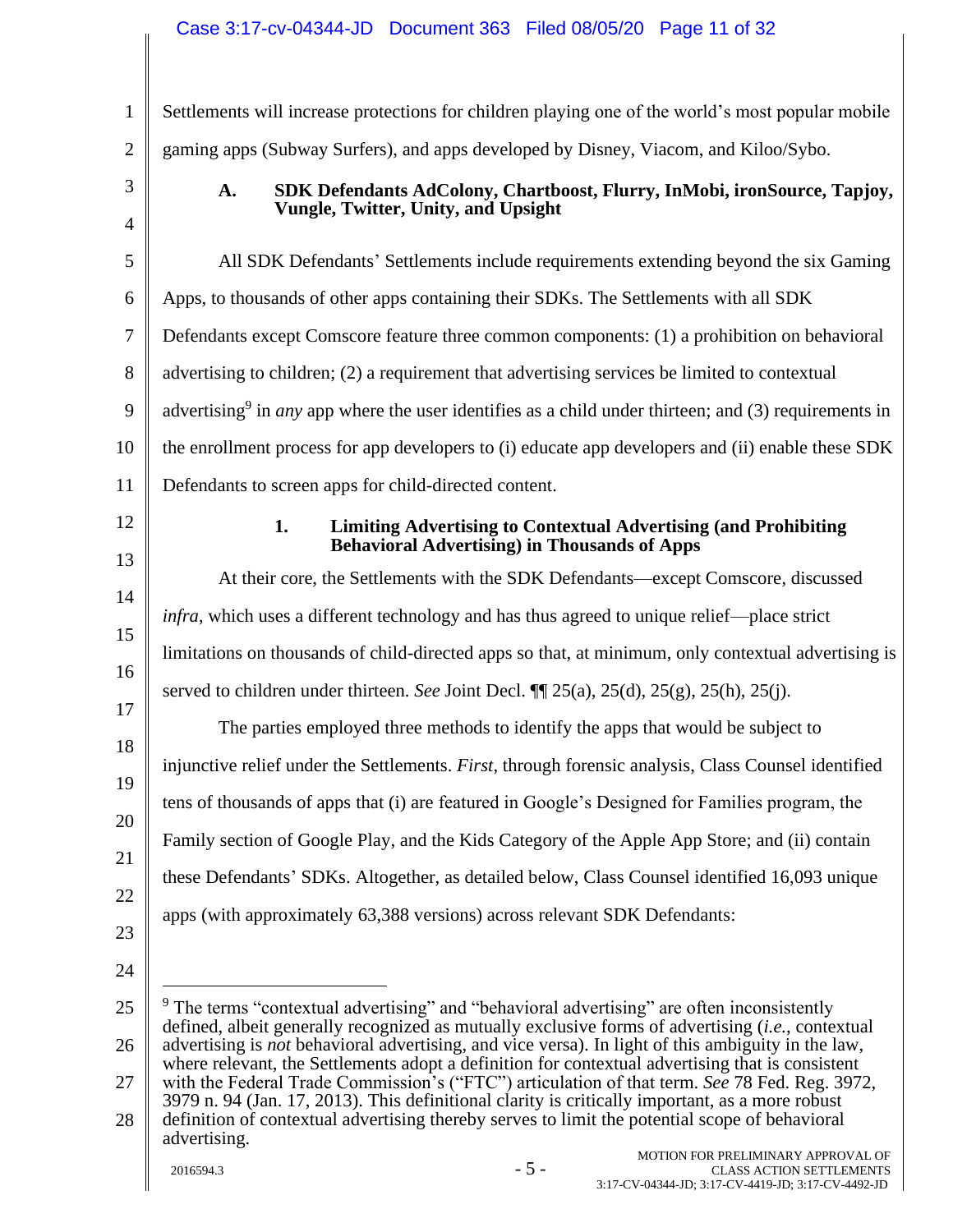Settlements will increase protections for children playing one of the world's most popular mobile gaming apps (Subway Surfers), and apps developed by Disney, Viacom, and Kiloo/Sybo.

### A. SDK Defendants AdColony, Chartboost, Flurry, InMobi, ironSource, Tapjoy, Vungle, Twitter, Unity, and Upsight

All SDK Defendants' Settlements include requirements extending beyond the six Gaming Apps, to thousands of other apps containing their SDKs. The Settlements with all SDK Defendants except Comscore feature three common components: (1) a prohibition on behavioral advertising to children; (2) a requirement that advertising services be limited to contextual advertising[9] in *any* app where the user identifies as a child under thirteen; and (3) requirements in the enrollment process for app developers to (i) educate app developers and (ii) enable these SDK Defendants to screen apps for child-directed content.

#### 1. Limiting Advertising to Contextual Advertising (and Prohibiting Behavioral Advertising) in Thousands of Apps

At their core, the Settlements with the SDK Defendants—except Comscore, discussed *infra*, which uses a different technology and has thus agreed to unique relief—place strict limitations on thousands of child-directed apps so that, at minimum, only contextual advertising is served to children under thirteen. *See* Joint Decl. ¶¶ 25(a), 25(d), 25(g), 25(h), 25(j).

The parties employed three methods to identify the apps that would be subject to injunctive relief under the Settlements. *First*, through forensic analysis, Class Counsel identified tens of thousands of apps that (i) are featured in Google's Designed for Families program, the Family section of Google Play, and the Kids Category of the Apple App Store; and (ii) contain these Defendants' SDKs. Altogether, as detailed below, Class Counsel identified 16,093 unique apps (with approximately 63,388 versions) across relevant SDK Defendants:

---

[9] The terms "contextual advertising" and "behavioral advertising" are often inconsistently defined, albeit generally recognized as mutually exclusive forms of advertising (*i.e.*, contextual advertising is *not* behavioral advertising, and vice versa). In light of this ambiguity in the law, where relevant, the Settlements adopt a definition for contextual advertising that is consistent with the Federal Trade Commission's ("FTC") articulation of that term. *See* 78 Fed. Reg. 3972, 3979 n. 94 (Jan. 17, 2013). This definitional clarity is critically important, as a more robust definition of contextual advertising thereby serves to limit the potential scope of behavioral advertising.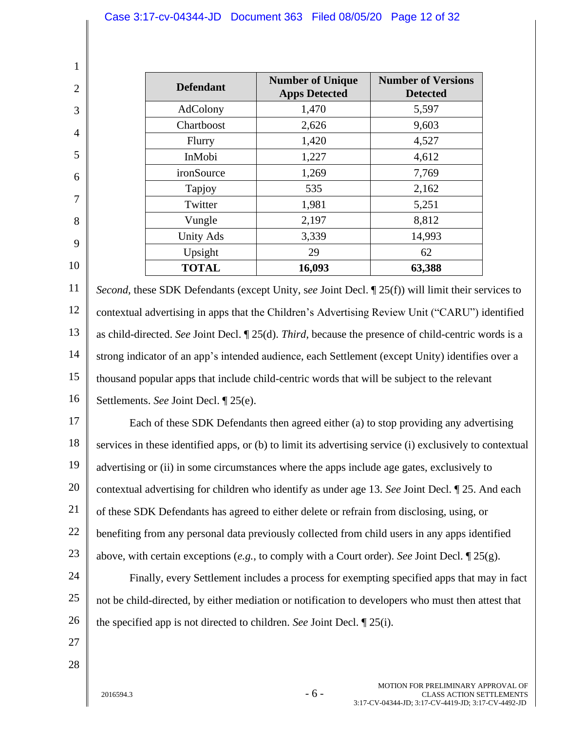| Defendant | Number of Unique Apps Detected | Number of Versions Detected |
|---|---|---|
| AdColony | 1,470 | 5,597 |
| Chartboost | 2,626 | 9,603 |
| Flurry | 1,420 | 4,527 |
| InMobi | 1,227 | 4,612 |
| ironSource | 1,269 | 7,769 |
| Tapjoy | 535 | 2,162 |
| Twitter | 1,981 | 5,251 |
| Vungle | 2,197 | 8,812 |
| Unity Ads | 3,339 | 14,993 |
| Upsight | 29 | 62 |
| **TOTAL** | **16,093** | **63,388** |

*Second*, these SDK Defendants (except Unity, s*ee* Joint Decl. ¶ 25(f)) will limit their services to contextual advertising in apps that the Children's Advertising Review Unit ("CARU") identified as child-directed. *See* Joint Decl. ¶ 25(d). *Third*, because the presence of child-centric words is a strong indicator of an app's intended audience, each Settlement (except Unity) identifies over a thousand popular apps that include child-centric words that will be subject to the relevant Settlements. *See* Joint Decl. ¶ 25(e).

Each of these SDK Defendants then agreed either (a) to stop providing any advertising services in these identified apps, or (b) to limit its advertising service (i) exclusively to contextual advertising or (ii) in some circumstances where the apps include age gates, exclusively to contextual advertising for children who identify as under age 13. *See* Joint Decl. ¶ 25. And each of these SDK Defendants has agreed to either delete or refrain from disclosing, using, or benefiting from any personal data previously collected from child users in any apps identified above, with certain exceptions (*e.g.*, to comply with a Court order). *See* Joint Decl. ¶ 25(g).

Finally, every Settlement includes a process for exempting specified apps that may in fact not be child-directed, by either mediation or notification to developers who must then attest that the specified app is not directed to children. *See* Joint Decl. ¶ 25(i).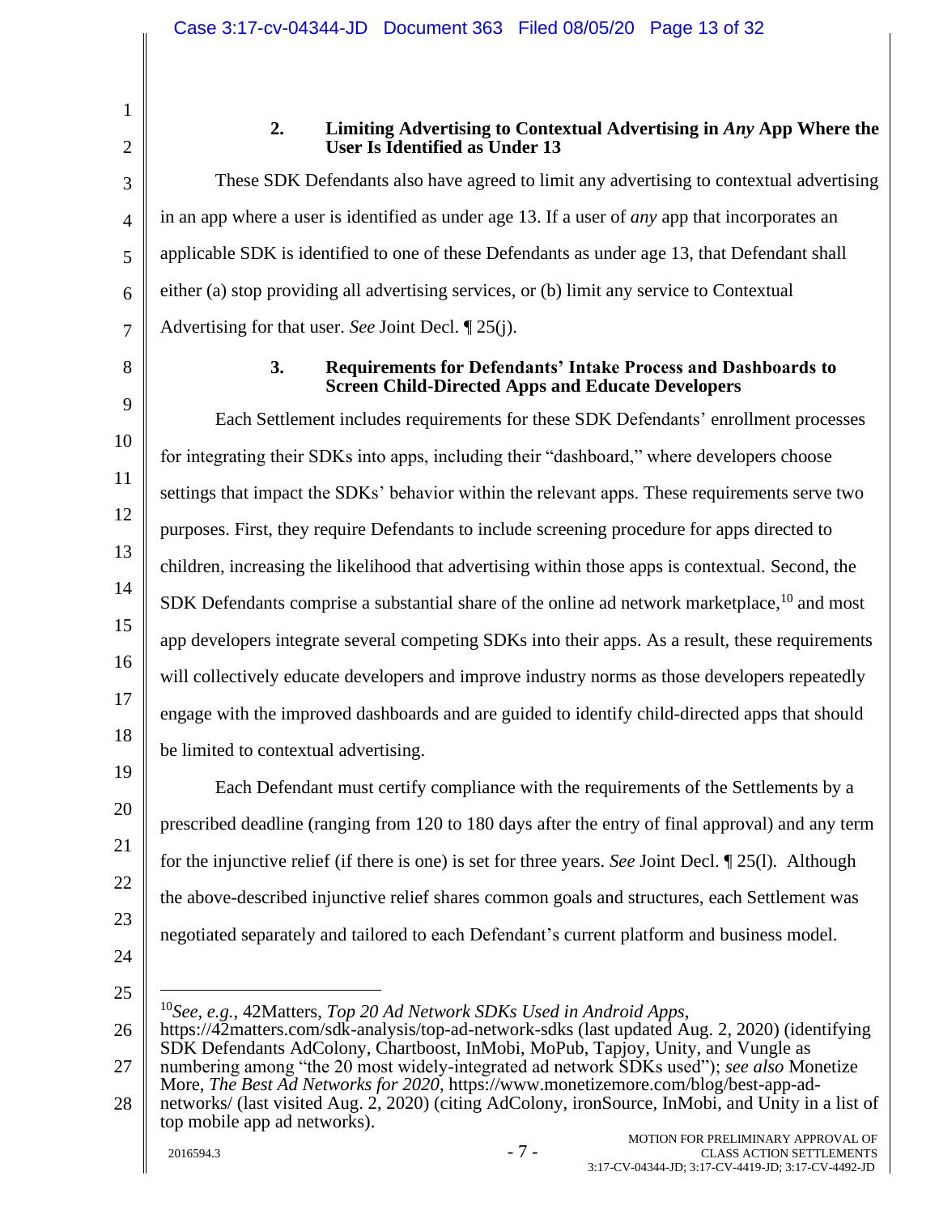#### 2. Limiting Advertising to Contextual Advertising in *Any* App Where the User Is Identified as Under 13

These SDK Defendants also have agreed to limit any advertising to contextual advertising in an app where a user is identified as under age 13. If a user of *any* app that incorporates an applicable SDK is identified to one of these Defendants as under age 13, that Defendant shall either (a) stop providing all advertising services, or (b) limit any service to Contextual Advertising for that user. *See* Joint Decl. ¶ 25(j).

#### 3. Requirements for Defendants' Intake Process and Dashboards to Screen Child-Directed Apps and Educate Developers

Each Settlement includes requirements for these SDK Defendants' enrollment processes for integrating their SDKs into apps, including their "dashboard," where developers choose settings that impact the SDKs' behavior within the relevant apps. These requirements serve two purposes. First, they require Defendants to include screening procedure for apps directed to children, increasing the likelihood that advertising within those apps is contextual. Second, the SDK Defendants comprise a substantial share of the online ad network marketplace,[10] and most app developers integrate several competing SDKs into their apps. As a result, these requirements will collectively educate developers and improve industry norms as those developers repeatedly engage with the improved dashboards and are guided to identify child-directed apps that should be limited to contextual advertising.

Each Defendant must certify compliance with the requirements of the Settlements by a prescribed deadline (ranging from 120 to 180 days after the entry of final approval) and any term for the injunctive relief (if there is one) is set for three years. *See* Joint Decl. ¶ 25(l). Although the above-described injunctive relief shares common goals and structures, each Settlement was negotiated separately and tailored to each Defendant's current platform and business model.

---

[10] *See, e.g.*, 42Matters, *Top 20 Ad Network SDKs Used in Android Apps*, https://42matters.com/sdk-analysis/top-ad-network-sdks (last updated Aug. 2, 2020) (identifying SDK Defendants AdColony, Chartboost, InMobi, MoPub, Tapjoy, Unity, and Vungle as numbering among "the 20 most widely-integrated ad network SDKs used"); *see also* Monetize More, *The Best Ad Networks for 2020*, https://www.monetizemore.com/blog/best-app-ad-networks/ (last visited Aug. 2, 2020) (citing AdColony, ironSource, InMobi, and Unity in a list of top mobile app ad networks).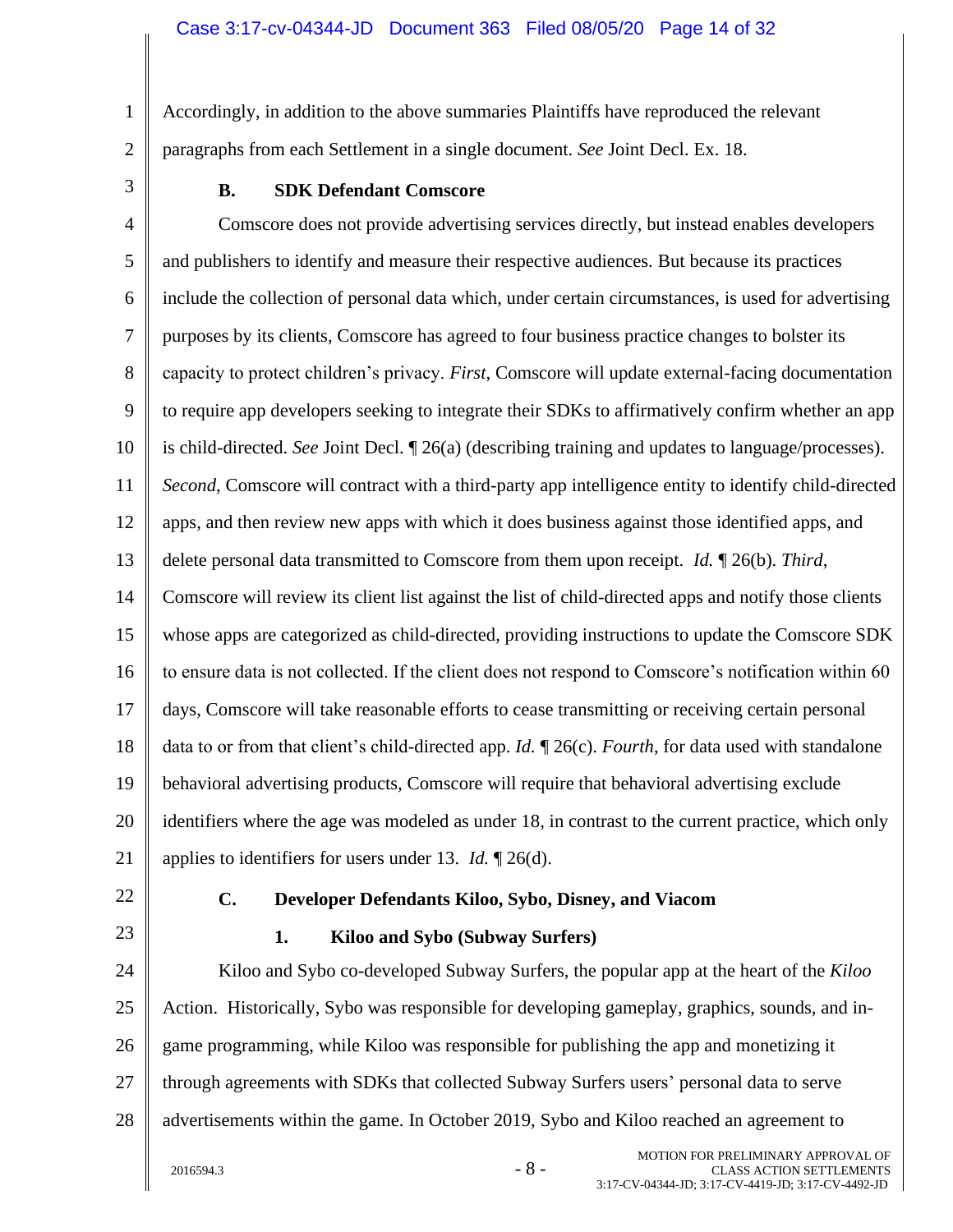Accordingly, in addition to the above summaries Plaintiffs have reproduced the relevant paragraphs from each Settlement in a single document. *See* Joint Decl. Ex. 18.

### B. SDK Defendant Comscore

Comscore does not provide advertising services directly, but instead enables developers and publishers to identify and measure their respective audiences. But because its practices include the collection of personal data which, under certain circumstances, is used for advertising purposes by its clients, Comscore has agreed to four business practice changes to bolster its capacity to protect children's privacy. *First*, Comscore will update external-facing documentation to require app developers seeking to integrate their SDKs to affirmatively confirm whether an app is child-directed. *See* Joint Decl. ¶ 26(a) (describing training and updates to language/processes). *Second*, Comscore will contract with a third-party app intelligence entity to identify child-directed apps, and then review new apps with which it does business against those identified apps, and delete personal data transmitted to Comscore from them upon receipt. *Id.* ¶ 26(b). *Third*, Comscore will review its client list against the list of child-directed apps and notify those clients whose apps are categorized as child-directed, providing instructions to update the Comscore SDK to ensure data is not collected. If the client does not respond to Comscore's notification within 60 days, Comscore will take reasonable efforts to cease transmitting or receiving certain personal data to or from that client's child-directed app. *Id.* ¶ 26(c). *Fourth*, for data used with standalone behavioral advertising products, Comscore will require that behavioral advertising exclude identifiers where the age was modeled as under 18, in contrast to the current practice, which only applies to identifiers for users under 13. *Id.* ¶ 26(d).

### C. Developer Defendants Kiloo, Sybo, Disney, and Viacom

#### 1. Kiloo and Sybo (Subway Surfers)

Kiloo and Sybo co-developed Subway Surfers, the popular app at the heart of the *Kiloo* Action. Historically, Sybo was responsible for developing gameplay, graphics, sounds, and in-game programming, while Kiloo was responsible for publishing the app and monetizing it through agreements with SDKs that collected Subway Surfers users' personal data to serve advertisements within the game. In October 2019, Sybo and Kiloo reached an agreement to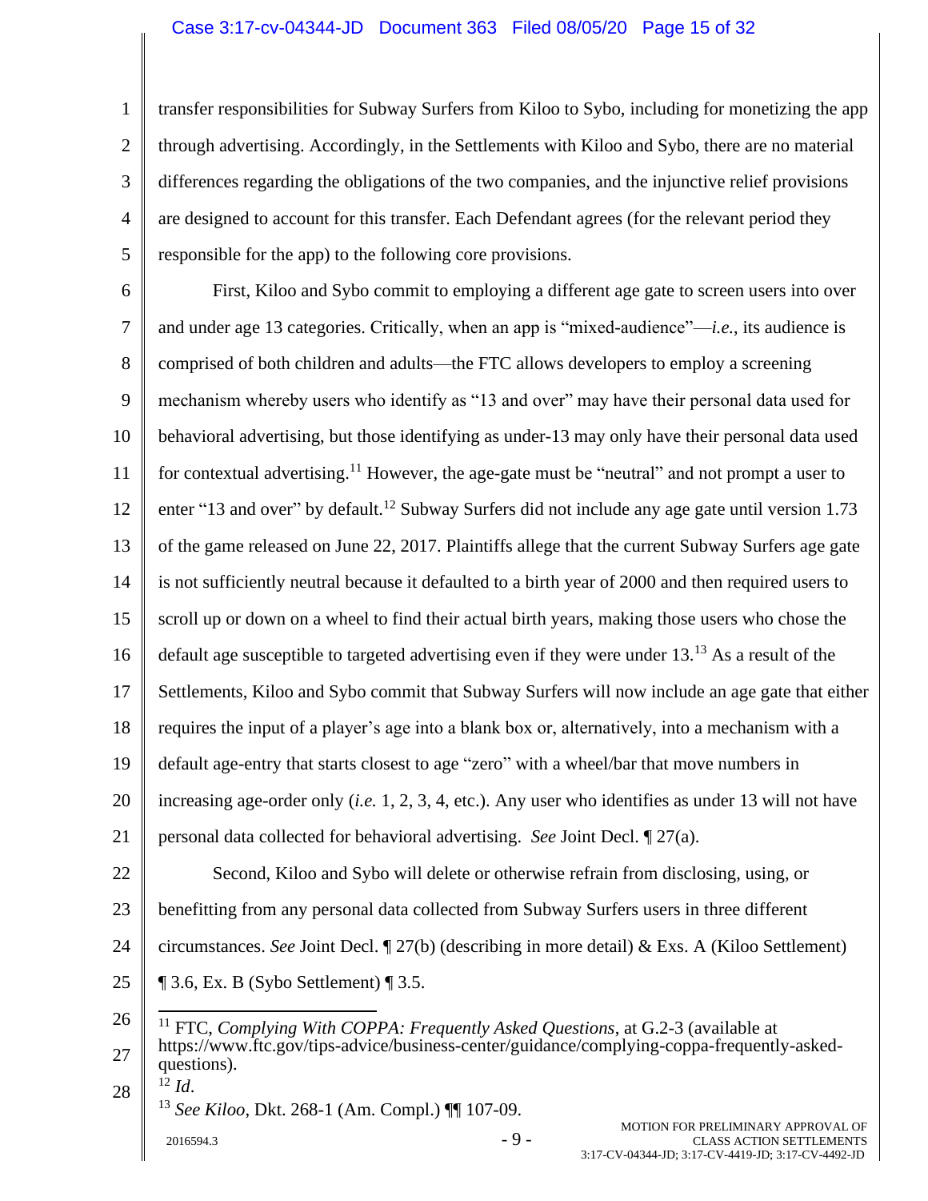transfer responsibilities for Subway Surfers from Kiloo to Sybo, including for monetizing the app through advertising. Accordingly, in the Settlements with Kiloo and Sybo, there are no material differences regarding the obligations of the two companies, and the injunctive relief provisions are designed to account for this transfer. Each Defendant agrees (for the relevant period they responsible for the app) to the following core provisions.

First, Kiloo and Sybo commit to employing a different age gate to screen users into over and under age 13 categories. Critically, when an app is "mixed-audience"—*i.e.*, its audience is comprised of both children and adults—the FTC allows developers to employ a screening mechanism whereby users who identify as "13 and over" may have their personal data used for behavioral advertising, but those identifying as under-13 may only have their personal data used for contextual advertising.[11] However, the age-gate must be "neutral" and not prompt a user to enter "13 and over" by default.[12] Subway Surfers did not include any age gate until version 1.73 of the game released on June 22, 2017. Plaintiffs allege that the current Subway Surfers age gate is not sufficiently neutral because it defaulted to a birth year of 2000 and then required users to scroll up or down on a wheel to find their actual birth years, making those users who chose the default age susceptible to targeted advertising even if they were under 13.[13] As a result of the Settlements, Kiloo and Sybo commit that Subway Surfers will now include an age gate that either requires the input of a player's age into a blank box or, alternatively, into a mechanism with a default age-entry that starts closest to age "zero" with a wheel/bar that move numbers in increasing age-order only (*i.e.* 1, 2, 3, 4, etc.). Any user who identifies as under 13 will not have personal data collected for behavioral advertising. *See* Joint Decl. ¶ 27(a).

Second, Kiloo and Sybo will delete or otherwise refrain from disclosing, using, or benefitting from any personal data collected from Subway Surfers users in three different circumstances. *See* Joint Decl. ¶ 27(b) (describing in more detail) & Exs. A (Kiloo Settlement) ¶ 3.6, Ex. B (Sybo Settlement) ¶ 3.5.

---

[11] FTC, *Complying With COPPA: Frequently Asked Questions*, at G.2-3 (available at https://www.ftc.gov/tips-advice/business-center/guidance/complying-coppa-frequently-asked-questions).

[12] *Id*.

[13] *See Kiloo*, Dkt. 268-1 (Am. Compl.) ¶¶ 107-09.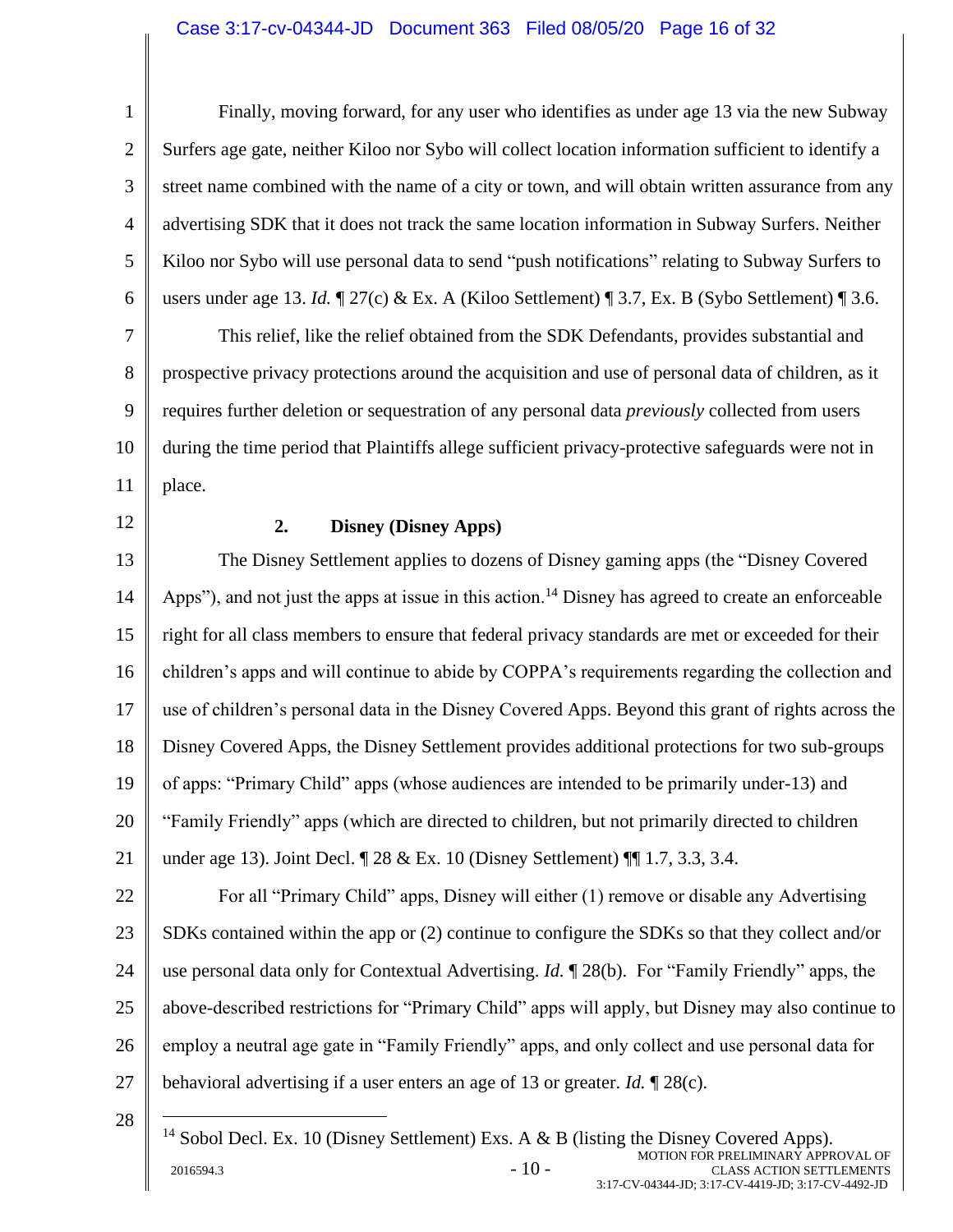Finally, moving forward, for any user who identifies as under age 13 via the new Subway Surfers age gate, neither Kiloo nor Sybo will collect location information sufficient to identify a street name combined with the name of a city or town, and will obtain written assurance from any advertising SDK that it does not track the same location information in Subway Surfers. Neither Kiloo nor Sybo will use personal data to send "push notifications" relating to Subway Surfers to users under age 13. *Id.* ¶ 27(c) & Ex. A (Kiloo Settlement) ¶ 3.7, Ex. B (Sybo Settlement) ¶ 3.6.

This relief, like the relief obtained from the SDK Defendants, provides substantial and prospective privacy protections around the acquisition and use of personal data of children, as it requires further deletion or sequestration of any personal data *previously* collected from users during the time period that Plaintiffs allege sufficient privacy-protective safeguards were not in place.

### 2. Disney (Disney Apps)

The Disney Settlement applies to dozens of Disney gaming apps (the "Disney Covered Apps"), and not just the apps at issue in this action.[14] Disney has agreed to create an enforceable right for all class members to ensure that federal privacy standards are met or exceeded for their children's apps and will continue to abide by COPPA's requirements regarding the collection and use of children's personal data in the Disney Covered Apps. Beyond this grant of rights across the Disney Covered Apps, the Disney Settlement provides additional protections for two sub-groups of apps: "Primary Child" apps (whose audiences are intended to be primarily under-13) and "Family Friendly" apps (which are directed to children, but not primarily directed to children under age 13). Joint Decl. ¶ 28 & Ex. 10 (Disney Settlement) ¶¶ 1.7, 3.3, 3.4.

For all "Primary Child" apps, Disney will either (1) remove or disable any Advertising SDKs contained within the app or (2) continue to configure the SDKs so that they collect and/or use personal data only for Contextual Advertising. *Id.* ¶ 28(b). For "Family Friendly" apps, the above-described restrictions for "Primary Child" apps will apply, but Disney may also continue to employ a neutral age gate in "Family Friendly" apps, and only collect and use personal data for behavioral advertising if a user enters an age of 13 or greater. *Id.* ¶ 28(c).

---

[14] Sobol Decl. Ex. 10 (Disney Settlement) Exs. A & B (listing the Disney Covered Apps).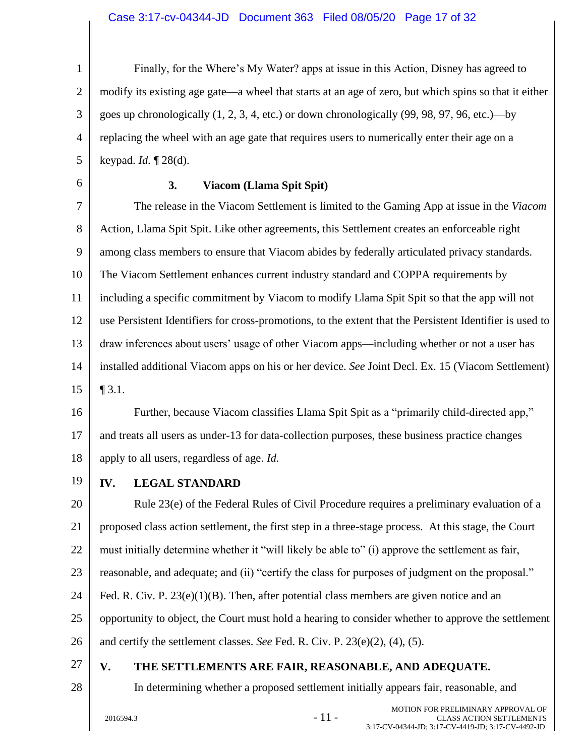Finally, for the Where's My Water? apps at issue in this Action, Disney has agreed to modify its existing age gate—a wheel that starts at an age of zero, but which spins so that it either goes up chronologically (1, 2, 3, 4, etc.) or down chronologically (99, 98, 97, 96, etc.)—by replacing the wheel with an age gate that requires users to numerically enter their age on a keypad. *Id.* ¶ 28(d).

### 3. Viacom (Llama Spit Spit)

The release in the Viacom Settlement is limited to the Gaming App at issue in the *Viacom* Action, Llama Spit Spit. Like other agreements, this Settlement creates an enforceable right among class members to ensure that Viacom abides by federally articulated privacy standards. The Viacom Settlement enhances current industry standard and COPPA requirements by including a specific commitment by Viacom to modify Llama Spit Spit so that the app will not use Persistent Identifiers for cross-promotions, to the extent that the Persistent Identifier is used to draw inferences about users' usage of other Viacom apps—including whether or not a user has installed additional Viacom apps on his or her device. *See* Joint Decl. Ex. 15 (Viacom Settlement) ¶ 3.1.

Further, because Viacom classifies Llama Spit Spit as a "primarily child-directed app," and treats all users as under-13 for data-collection purposes, these business practice changes apply to all users, regardless of age. *Id.*

## IV. LEGAL STANDARD

Rule 23(e) of the Federal Rules of Civil Procedure requires a preliminary evaluation of a proposed class action settlement, the first step in a three-stage process. At this stage, the Court must initially determine whether it "will likely be able to" (i) approve the settlement as fair, reasonable, and adequate; and (ii) "certify the class for purposes of judgment on the proposal." Fed. R. Civ. P. 23(e)(1)(B). Then, after potential class members are given notice and an opportunity to object, the Court must hold a hearing to consider whether to approve the settlement and certify the settlement classes. *See* Fed. R. Civ. P. 23(e)(2), (4), (5).

## V. THE SETTLEMENTS ARE FAIR, REASONABLE, AND ADEQUATE.

In determining whether a proposed settlement initially appears fair, reasonable, and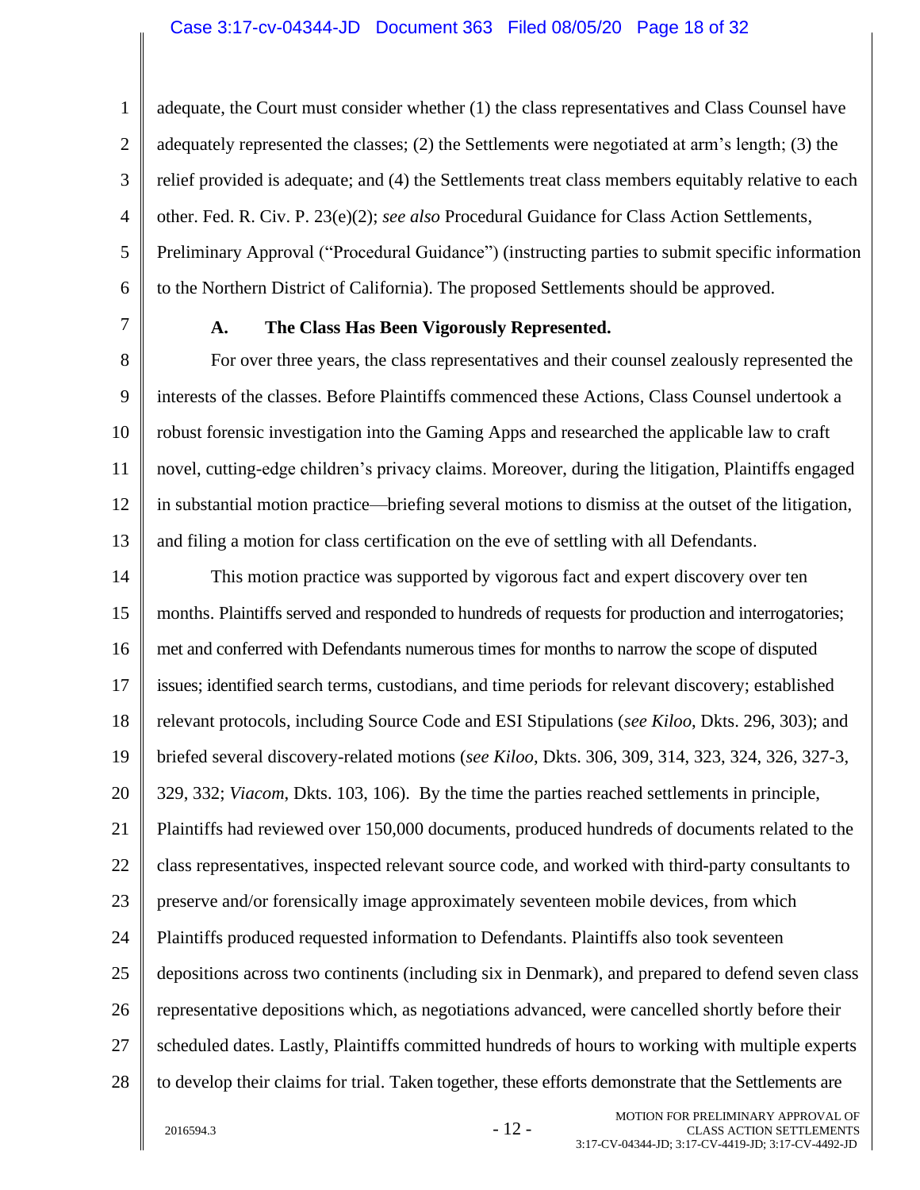adequate, the Court must consider whether (1) the class representatives and Class Counsel have adequately represented the classes; (2) the Settlements were negotiated at arm's length; (3) the relief provided is adequate; and (4) the Settlements treat class members equitably relative to each other. Fed. R. Civ. P. 23(e)(2); *see also* Procedural Guidance for Class Action Settlements, Preliminary Approval ("Procedural Guidance") (instructing parties to submit specific information to the Northern District of California). The proposed Settlements should be approved.

### A. The Class Has Been Vigorously Represented.

For over three years, the class representatives and their counsel zealously represented the interests of the classes. Before Plaintiffs commenced these Actions, Class Counsel undertook a robust forensic investigation into the Gaming Apps and researched the applicable law to craft novel, cutting-edge children's privacy claims. Moreover, during the litigation, Plaintiffs engaged in substantial motion practice—briefing several motions to dismiss at the outset of the litigation, and filing a motion for class certification on the eve of settling with all Defendants.

This motion practice was supported by vigorous fact and expert discovery over ten months. Plaintiffs served and responded to hundreds of requests for production and interrogatories; met and conferred with Defendants numerous times for months to narrow the scope of disputed issues; identified search terms, custodians, and time periods for relevant discovery; established relevant protocols, including Source Code and ESI Stipulations (*see Kiloo*, Dkts. 296, 303); and briefed several discovery-related motions (*see Kiloo*, Dkts. 306, 309, 314, 323, 324, 326, 327-3, 329, 332; *Viacom*, Dkts. 103, 106). By the time the parties reached settlements in principle, Plaintiffs had reviewed over 150,000 documents, produced hundreds of documents related to the class representatives, inspected relevant source code, and worked with third-party consultants to preserve and/or forensically image approximately seventeen mobile devices, from which Plaintiffs produced requested information to Defendants. Plaintiffs also took seventeen depositions across two continents (including six in Denmark), and prepared to defend seven class representative depositions which, as negotiations advanced, were cancelled shortly before their scheduled dates. Lastly, Plaintiffs committed hundreds of hours to working with multiple experts to develop their claims for trial. Taken together, these efforts demonstrate that the Settlements are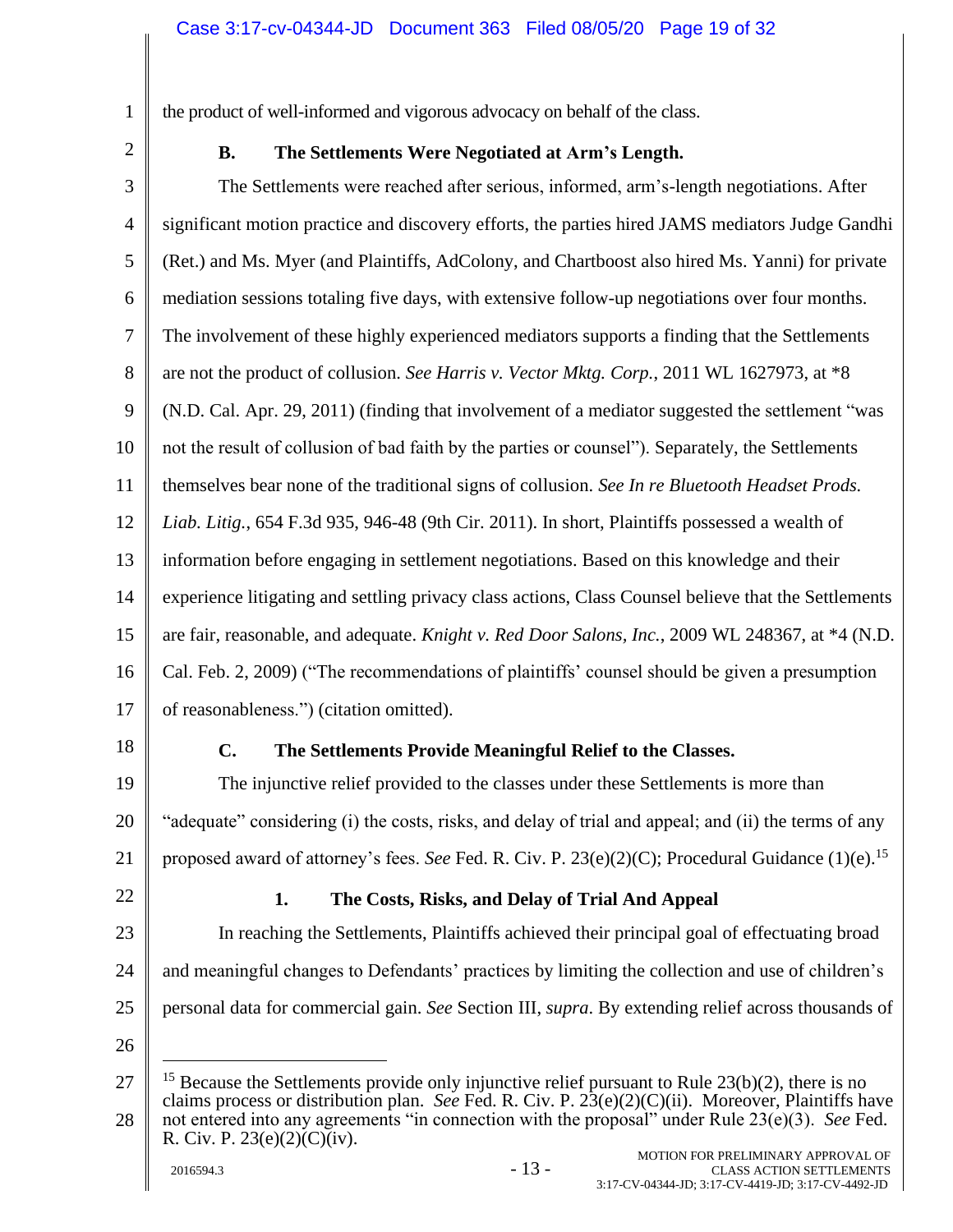the product of well-informed and vigorous advocacy on behalf of the class.

### B. The Settlements Were Negotiated at Arm's Length.

The Settlements were reached after serious, informed, arm's-length negotiations. After significant motion practice and discovery efforts, the parties hired JAMS mediators Judge Gandhi (Ret.) and Ms. Myer (and Plaintiffs, AdColony, and Chartboost also hired Ms. Yanni) for private mediation sessions totaling five days, with extensive follow-up negotiations over four months. The involvement of these highly experienced mediators supports a finding that the Settlements are not the product of collusion. *See Harris v. Vector Mktg. Corp.*, 2011 WL 1627973, at *8 (N.D. Cal. Apr. 29, 2011) (finding that involvement of a mediator suggested the settlement "was not the result of collusion of bad faith by the parties or counsel"). Separately, the Settlements themselves bear none of the traditional signs of collusion. *See In re Bluetooth Headset Prods. Liab. Litig.*, 654 F.3d 935, 946-48 (9th Cir. 2011). In short, Plaintiffs possessed a wealth of information before engaging in settlement negotiations. Based on this knowledge and their experience litigating and settling privacy class actions, Class Counsel believe that the Settlements are fair, reasonable, and adequate. *Knight v. Red Door Salons, Inc.*, 2009 WL 248367, at *4 (N.D. Cal. Feb. 2, 2009) ("The recommendations of plaintiffs' counsel should be given a presumption of reasonableness.") (citation omitted).

### C. The Settlements Provide Meaningful Relief to the Classes.

The injunctive relief provided to the classes under these Settlements is more than "adequate" considering (i) the costs, risks, and delay of trial and appeal; and (ii) the terms of any proposed award of attorney's fees. *See* Fed. R. Civ. P. 23(e)(2)(C); Procedural Guidance (1)(e).[15]

#### 1. The Costs, Risks, and Delay of Trial And Appeal

In reaching the Settlements, Plaintiffs achieved their principal goal of effectuating broad and meaningful changes to Defendants' practices by limiting the collection and use of children's personal data for commercial gain. *See* Section III, *supra*. By extending relief across thousands of

---

[15] Because the Settlements provide only injunctive relief pursuant to Rule 23(b)(2), there is no claims process or distribution plan. *See* Fed. R. Civ. P. 23(e)(2)(C)(ii). Moreover, Plaintiffs have not entered into any agreements "in connection with the proposal" under Rule 23(e)(3). *See* Fed. R. Civ. P. 23(e)(2)(C)(iv).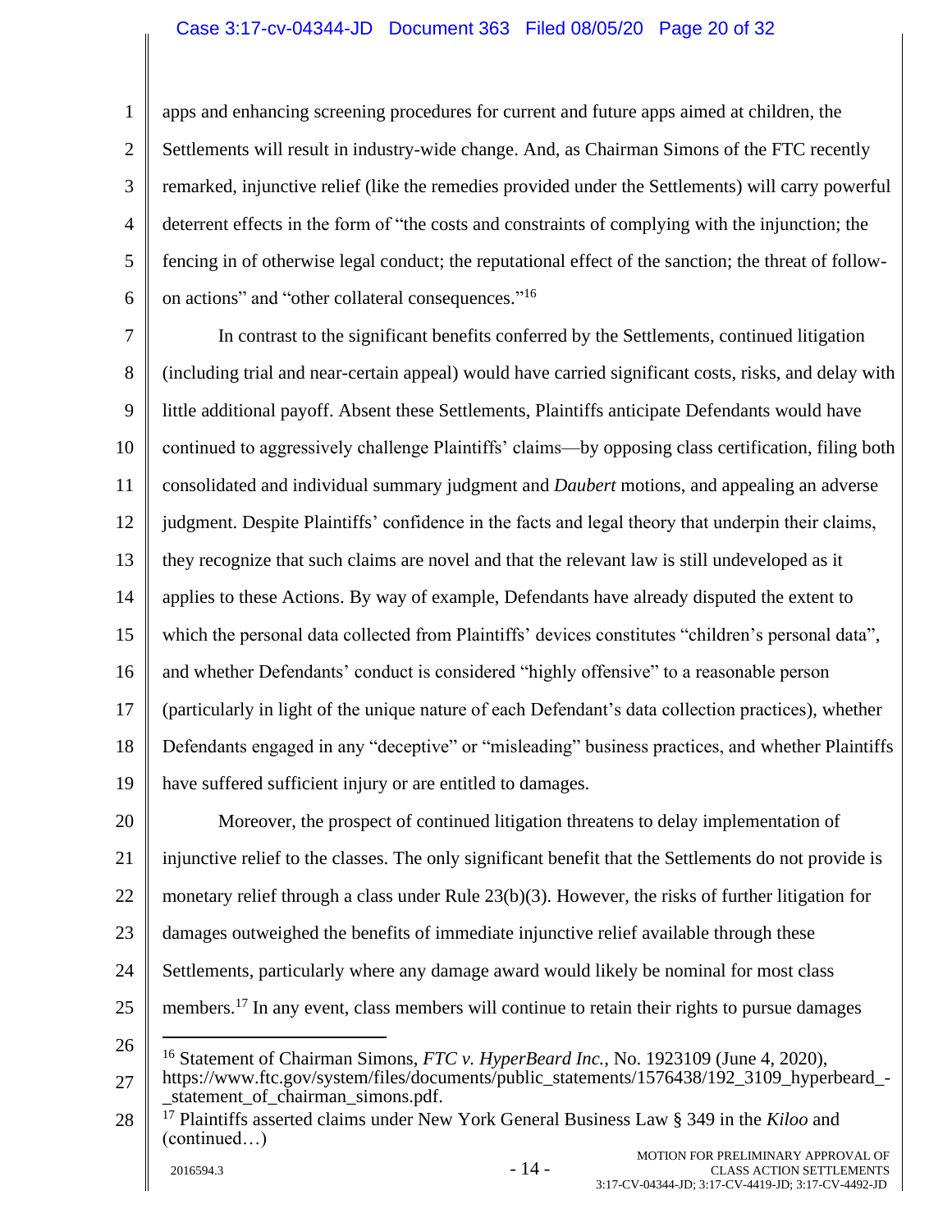apps and enhancing screening procedures for current and future apps aimed at children, the Settlements will result in industry-wide change. And, as Chairman Simons of the FTC recently remarked, injunctive relief (like the remedies provided under the Settlements) will carry powerful deterrent effects in the form of "the costs and constraints of complying with the injunction; the fencing in of otherwise legal conduct; the reputational effect of the sanction; the threat of follow-on actions" and "other collateral consequences."[16]

In contrast to the significant benefits conferred by the Settlements, continued litigation (including trial and near-certain appeal) would have carried significant costs, risks, and delay with little additional payoff. Absent these Settlements, Plaintiffs anticipate Defendants would have continued to aggressively challenge Plaintiffs' claims—by opposing class certification, filing both consolidated and individual summary judgment and *Daubert* motions, and appealing an adverse judgment. Despite Plaintiffs' confidence in the facts and legal theory that underpin their claims, they recognize that such claims are novel and that the relevant law is still undeveloped as it applies to these Actions. By way of example, Defendants have already disputed the extent to which the personal data collected from Plaintiffs' devices constitutes "children's personal data", and whether Defendants' conduct is considered "highly offensive" to a reasonable person (particularly in light of the unique nature of each Defendant's data collection practices), whether Defendants engaged in any "deceptive" or "misleading" business practices, and whether Plaintiffs have suffered sufficient injury or are entitled to damages.

Moreover, the prospect of continued litigation threatens to delay implementation of injunctive relief to the classes. The only significant benefit that the Settlements do not provide is monetary relief through a class under Rule 23(b)(3). However, the risks of further litigation for damages outweighed the benefits of immediate injunctive relief available through these Settlements, particularly where any damage award would likely be nominal for most class members.[17] In any event, class members will continue to retain their rights to pursue damages

---

[16] Statement of Chairman Simons, *FTC v. HyperBeard Inc.*, No. 1923109 (June 4, 2020), https://www.ftc.gov/system/files/documents/public_statements/1576438/192_3109_hyperbeard_-_statement_of_chairman_simons.pdf.

[17] Plaintiffs asserted claims under New York General Business Law § 349 in the *Kiloo* and (continued…)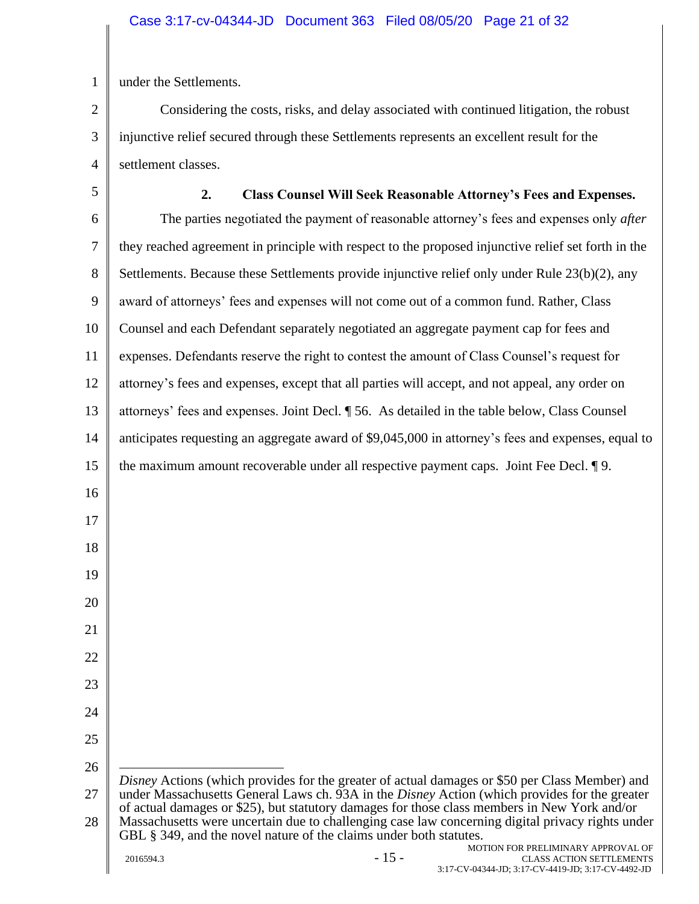under the Settlements.

Considering the costs, risks, and delay associated with continued litigation, the robust injunctive relief secured through these Settlements represents an excellent result for the settlement classes.

### 2. Class Counsel Will Seek Reasonable Attorney's Fees and Expenses.

The parties negotiated the payment of reasonable attorney's fees and expenses only *after* they reached agreement in principle with respect to the proposed injunctive relief set forth in the Settlements. Because these Settlements provide injunctive relief only under Rule 23(b)(2), any award of attorneys' fees and expenses will not come out of a common fund. Rather, Class Counsel and each Defendant separately negotiated an aggregate payment cap for fees and expenses. Defendants reserve the right to contest the amount of Class Counsel's request for attorney's fees and expenses, except that all parties will accept, and not appeal, any order on attorneys' fees and expenses. Joint Decl. ¶ 56. As detailed in the table below, Class Counsel anticipates requesting an aggregate award of $9,045,000 in attorney's fees and expenses, equal to the maximum amount recoverable under all respective payment caps. Joint Fee Decl. ¶ 9.

---

*Disney* Actions (which provides for the greater of actual damages or $50 per Class Member) and under Massachusetts General Laws ch. 93A in the *Disney* Action (which provides for the greater of actual damages or $25), but statutory damages for those class members in New York and/or Massachusetts were uncertain due to challenging case law concerning digital privacy rights under GBL § 349, and the novel nature of the claims under both statutes.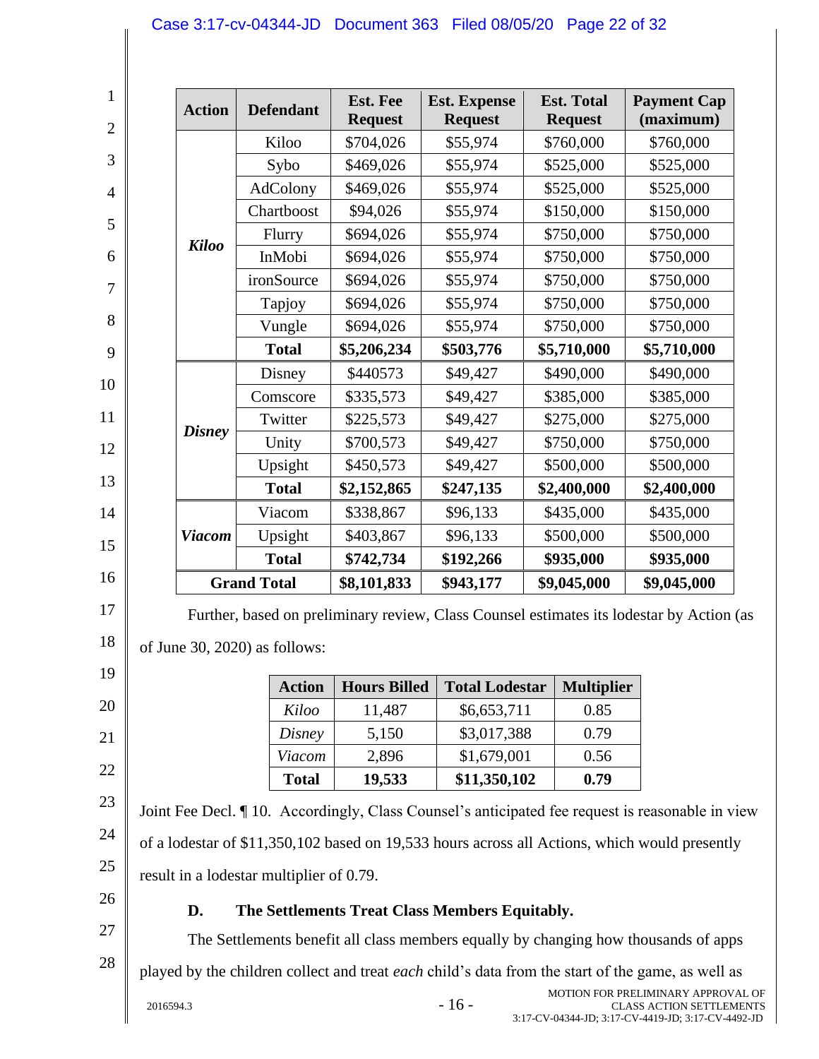| Action | Defendant | Est. Fee Request | Est. Expense Request | Est. Total Request | Payment Cap (maximum) |
|---|---|---|---|---|---|
| ***Kiloo*** | Kiloo | $704,026 | $55,974 | $760,000 | $760,000 |
| | Sybo | $469,026 | $55,974 | $525,000 | $525,000 |
| | AdColony | $469,026 | $55,974 | $525,000 | $525,000 |
| | Chartboost | $94,026 | $55,974 | $150,000 | $150,000 |
| | Flurry | $694,026 | $55,974 | $750,000 | $750,000 |
| | InMobi | $694,026 | $55,974 | $750,000 | $750,000 |
| | ironSource | $694,026 | $55,974 | $750,000 | $750,000 |
| | Tapjoy | $694,026 | $55,974 | $750,000 | $750,000 |
| | Vungle | $694,026 | $55,974 | $750,000 | $750,000 |
| | **Total** | **$5,206,234** | **$503,776** | **$5,710,000** | **$5,710,000** |
| ***Disney*** | Disney | $440573 | $49,427 | $490,000 | $490,000 |
| | Comscore | $335,573 | $49,427 | $385,000 | $385,000 |
| | Twitter | $225,573 | $49,427 | $275,000 | $275,000 |
| | Unity | $700,573 | $49,427 | $750,000 | $750,000 |
| | Upsight | $450,573 | $49,427 | $500,000 | $500,000 |
| | **Total** | **$2,152,865** | **$247,135** | **$2,400,000** | **$2,400,000** |
| ***Viacom*** | Viacom | $338,867 | $96,133 | $435,000 | $435,000 |
| | Upsight | $403,867 | $96,133 | $500,000 | $500,000 |
| | **Total** | **$742,734** | **$192,266** | **$935,000** | **$935,000** |
| **Grand Total** | | **$8,101,833** | **$943,177** | **$9,045,000** | **$9,045,000** |

Further, based on preliminary review, Class Counsel estimates its lodestar by Action (as of June 30, 2020) as follows:

| Action | Hours Billed | Total Lodestar | Multiplier |
|---|---|---|---|
| *Kiloo* | 11,487 | $6,653,711 | 0.85 |
| *Disney* | 5,150 | $3,017,388 | 0.79 |
| *Viacom* | 2,896 | $1,679,001 | 0.56 |
| **Total** | **19,533** | **$11,350,102** | **0.79** |

Joint Fee Decl. ¶ 10. Accordingly, Class Counsel's anticipated fee request is reasonable in view of a lodestar of $11,350,102 based on 19,533 hours across all Actions, which would presently result in a lodestar multiplier of 0.79.

### D. The Settlements Treat Class Members Equitably.

The Settlements benefit all class members equally by changing how thousands of apps played by the children collect and treat *each* child's data from the start of the game, as well as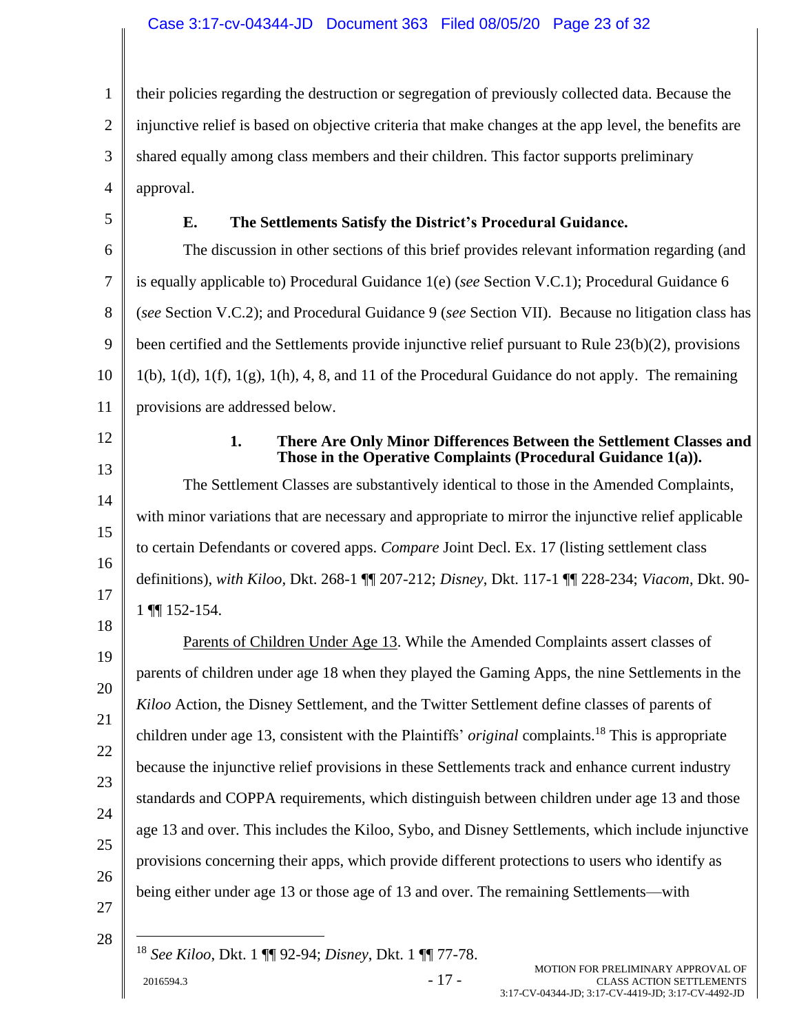their policies regarding the destruction or segregation of previously collected data. Because the injunctive relief is based on objective criteria that make changes at the app level, the benefits are shared equally among class members and their children. This factor supports preliminary approval.

### E. The Settlements Satisfy the District's Procedural Guidance.

The discussion in other sections of this brief provides relevant information regarding (and is equally applicable to) Procedural Guidance 1(e) (*see* Section V.C.1); Procedural Guidance 6 (*see* Section V.C.2); and Procedural Guidance 9 (*see* Section VII). Because no litigation class has been certified and the Settlements provide injunctive relief pursuant to Rule 23(b)(2), provisions 1(b), 1(d), 1(f), 1(g), 1(h), 4, 8, and 11 of the Procedural Guidance do not apply. The remaining provisions are addressed below.

#### 1. There Are Only Minor Differences Between the Settlement Classes and Those in the Operative Complaints (Procedural Guidance 1(a)).

The Settlement Classes are substantively identical to those in the Amended Complaints, with minor variations that are necessary and appropriate to mirror the injunctive relief applicable to certain Defendants or covered apps. *Compare* Joint Decl. Ex. 17 (listing settlement class definitions), *with Kiloo*, Dkt. 268-1 ¶¶ 207-212; *Disney*, Dkt. 117-1 ¶¶ 228-234; *Viacom*, Dkt. 90-1 ¶¶ 152-154.

<u>Parents of Children Under Age 13</u>. While the Amended Complaints assert classes of parents of children under age 18 when they played the Gaming Apps, the nine Settlements in the *Kiloo* Action, the Disney Settlement, and the Twitter Settlement define classes of parents of children under age 13, consistent with the Plaintiffs' *original* complaints.[18] This is appropriate because the injunctive relief provisions in these Settlements track and enhance current industry standards and COPPA requirements, which distinguish between children under age 13 and those age 13 and over. This includes the Kiloo, Sybo, and Disney Settlements, which include injunctive provisions concerning their apps, which provide different protections to users who identify as being either under age 13 or those age of 13 and over. The remaining Settlements—with

---

[18] *See Kiloo*, Dkt. 1 ¶¶ 92-94; *Disney*, Dkt. 1 ¶¶ 77-78.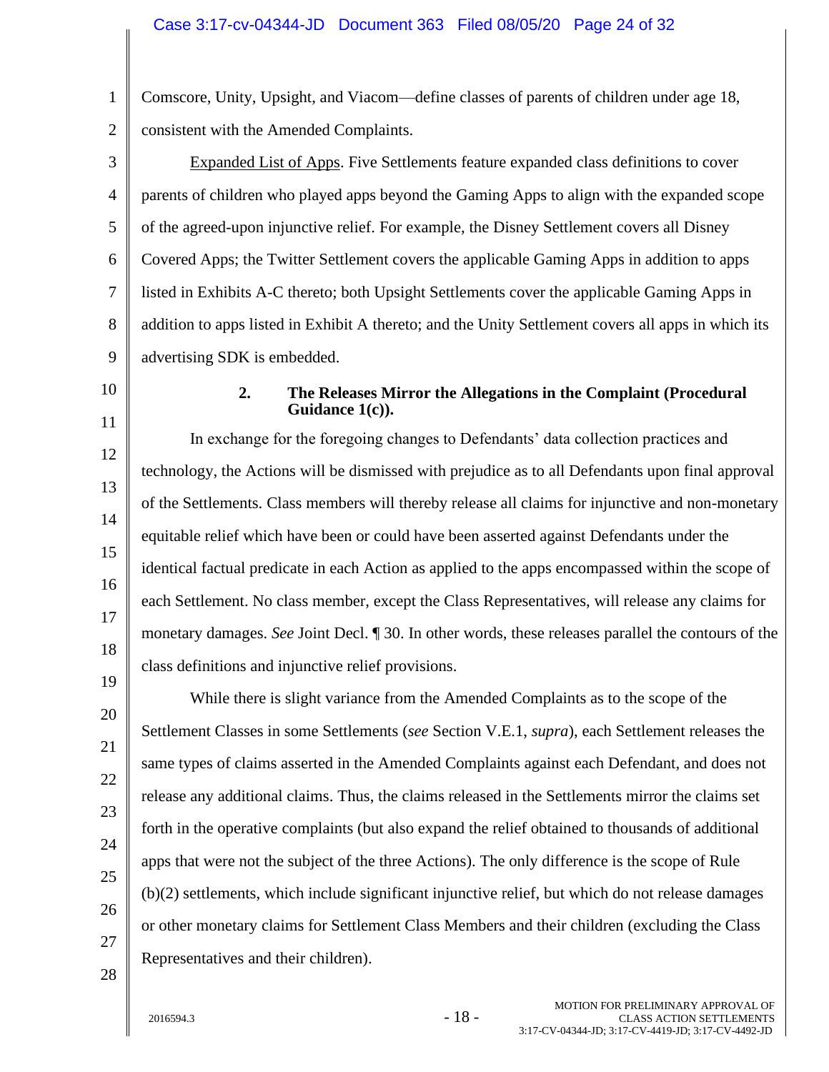Comscore, Unity, Upsight, and Viacom—define classes of parents of children under age 18, consistent with the Amended Complaints.

Expanded List of Apps. Five Settlements feature expanded class definitions to cover parents of children who played apps beyond the Gaming Apps to align with the expanded scope of the agreed-upon injunctive relief. For example, the Disney Settlement covers all Disney Covered Apps; the Twitter Settlement covers the applicable Gaming Apps in addition to apps listed in Exhibits A-C thereto; both Upsight Settlements cover the applicable Gaming Apps in addition to apps listed in Exhibit A thereto; and the Unity Settlement covers all apps in which its advertising SDK is embedded.

### 2. The Releases Mirror the Allegations in the Complaint (Procedural Guidance 1(c)).

In exchange for the foregoing changes to Defendants' data collection practices and technology, the Actions will be dismissed with prejudice as to all Defendants upon final approval of the Settlements. Class members will thereby release all claims for injunctive and non-monetary equitable relief which have been or could have been asserted against Defendants under the identical factual predicate in each Action as applied to the apps encompassed within the scope of each Settlement. No class member, except the Class Representatives, will release any claims for monetary damages. *See* Joint Decl. ¶ 30. In other words, these releases parallel the contours of the class definitions and injunctive relief provisions.

While there is slight variance from the Amended Complaints as to the scope of the Settlement Classes in some Settlements (*see* Section V.E.1, *supra*), each Settlement releases the same types of claims asserted in the Amended Complaints against each Defendant, and does not release any additional claims. Thus, the claims released in the Settlements mirror the claims set forth in the operative complaints (but also expand the relief obtained to thousands of additional apps that were not the subject of the three Actions). The only difference is the scope of Rule (b)(2) settlements, which include significant injunctive relief, but which do not release damages or other monetary claims for Settlement Class Members and their children (excluding the Class Representatives and their children).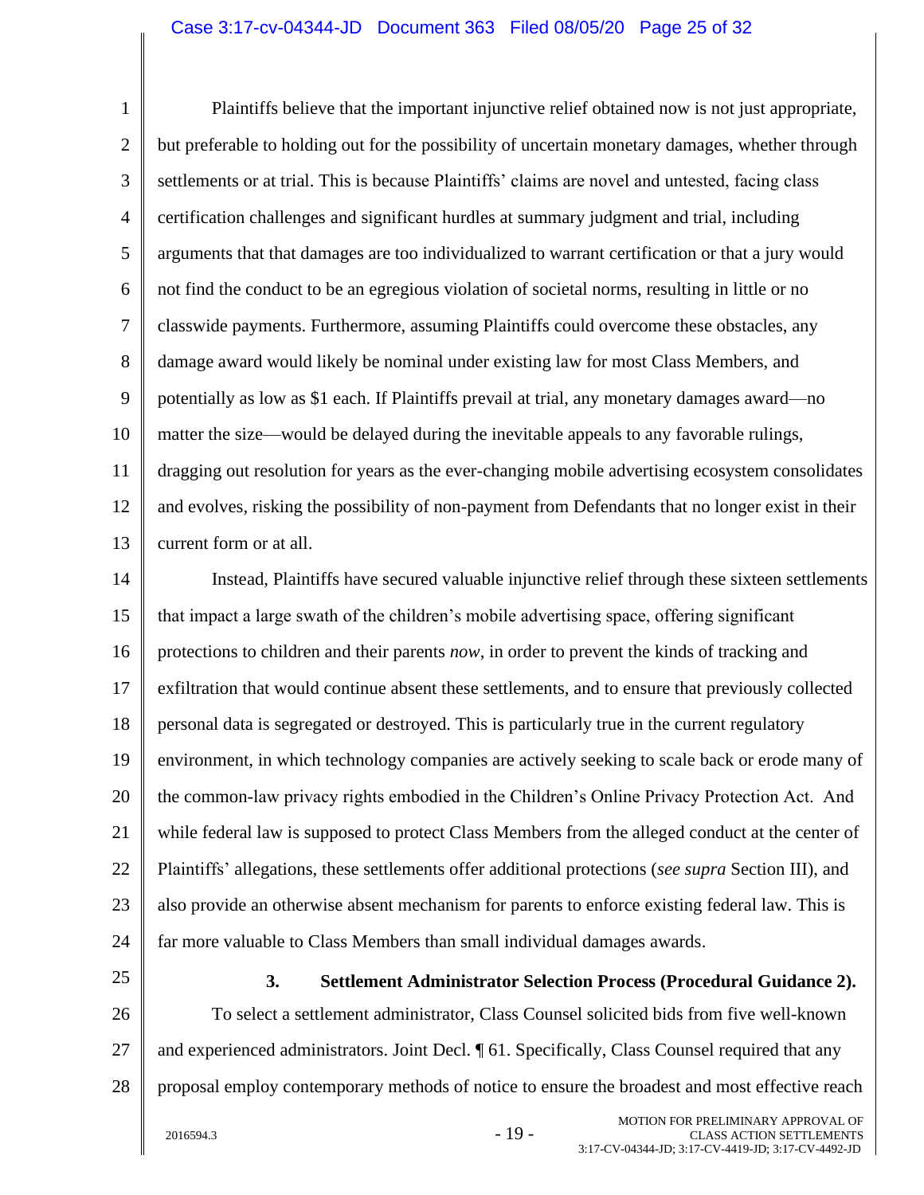Plaintiffs believe that the important injunctive relief obtained now is not just appropriate, but preferable to holding out for the possibility of uncertain monetary damages, whether through settlements or at trial. This is because Plaintiffs' claims are novel and untested, facing class certification challenges and significant hurdles at summary judgment and trial, including arguments that that damages are too individualized to warrant certification or that a jury would not find the conduct to be an egregious violation of societal norms, resulting in little or no classwide payments. Furthermore, assuming Plaintiffs could overcome these obstacles, any damage award would likely be nominal under existing law for most Class Members, and potentially as low as $1 each. If Plaintiffs prevail at trial, any monetary damages award—no matter the size—would be delayed during the inevitable appeals to any favorable rulings, dragging out resolution for years as the ever-changing mobile advertising ecosystem consolidates and evolves, risking the possibility of non-payment from Defendants that no longer exist in their current form or at all.

Instead, Plaintiffs have secured valuable injunctive relief through these sixteen settlements that impact a large swath of the children's mobile advertising space, offering significant protections to children and their parents *now*, in order to prevent the kinds of tracking and exfiltration that would continue absent these settlements, and to ensure that previously collected personal data is segregated or destroyed. This is particularly true in the current regulatory environment, in which technology companies are actively seeking to scale back or erode many of the common-law privacy rights embodied in the Children's Online Privacy Protection Act. And while federal law is supposed to protect Class Members from the alleged conduct at the center of Plaintiffs' allegations, these settlements offer additional protections (*see supra* Section III), and also provide an otherwise absent mechanism for parents to enforce existing federal law. This is far more valuable to Class Members than small individual damages awards.

### 3. Settlement Administrator Selection Process (Procedural Guidance 2).

To select a settlement administrator, Class Counsel solicited bids from five well-known and experienced administrators. Joint Decl. ¶ 61. Specifically, Class Counsel required that any proposal employ contemporary methods of notice to ensure the broadest and most effective reach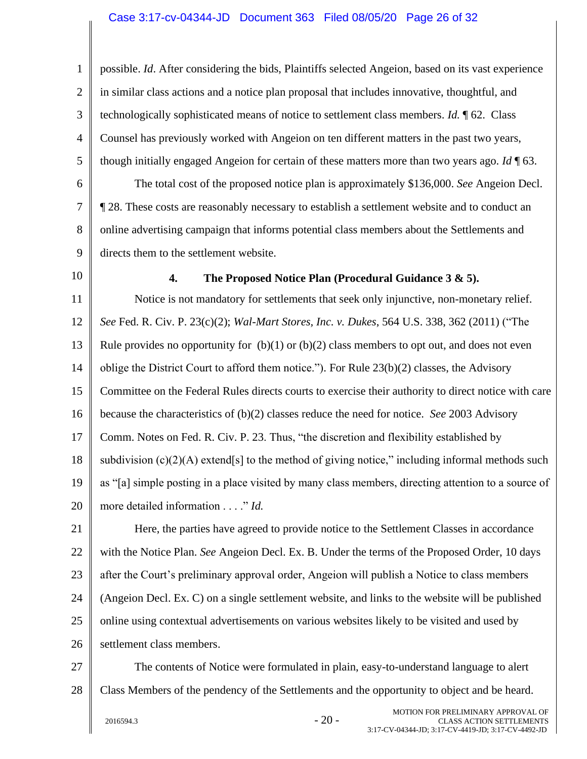possible. *Id*. After considering the bids, Plaintiffs selected Angeion, based on its vast experience in similar class actions and a notice plan proposal that includes innovative, thoughtful, and technologically sophisticated means of notice to settlement class members. *Id.* ¶ 62. Class Counsel has previously worked with Angeion on ten different matters in the past two years, though initially engaged Angeion for certain of these matters more than two years ago. *Id* ¶ 63.

The total cost of the proposed notice plan is approximately $136,000. *See* Angeion Decl. ¶ 28. These costs are reasonably necessary to establish a settlement website and to conduct an online advertising campaign that informs potential class members about the Settlements and directs them to the settlement website.

#### 4. The Proposed Notice Plan (Procedural Guidance 3 & 5).

Notice is not mandatory for settlements that seek only injunctive, non-monetary relief. *See* Fed. R. Civ. P. 23(c)(2); *Wal-Mart Stores, Inc. v. Dukes*, 564 U.S. 338, 362 (2011) ("The Rule provides no opportunity for (b)(1) or (b)(2) class members to opt out, and does not even oblige the District Court to afford them notice."). For Rule 23(b)(2) classes, the Advisory Committee on the Federal Rules directs courts to exercise their authority to direct notice with care because the characteristics of (b)(2) classes reduce the need for notice. *See* 2003 Advisory Comm. Notes on Fed. R. Civ. P. 23. Thus, "the discretion and flexibility established by subdivision (c)(2)(A) extend[s] to the method of giving notice," including informal methods such as "[a] simple posting in a place visited by many class members, directing attention to a source of more detailed information . . . ." *Id.*

Here, the parties have agreed to provide notice to the Settlement Classes in accordance with the Notice Plan. *See* Angeion Decl. Ex. B. Under the terms of the Proposed Order, 10 days after the Court's preliminary approval order, Angeion will publish a Notice to class members (Angeion Decl. Ex. C) on a single settlement website, and links to the website will be published online using contextual advertisements on various websites likely to be visited and used by settlement class members.

The contents of Notice were formulated in plain, easy-to-understand language to alert Class Members of the pendency of the Settlements and the opportunity to object and be heard.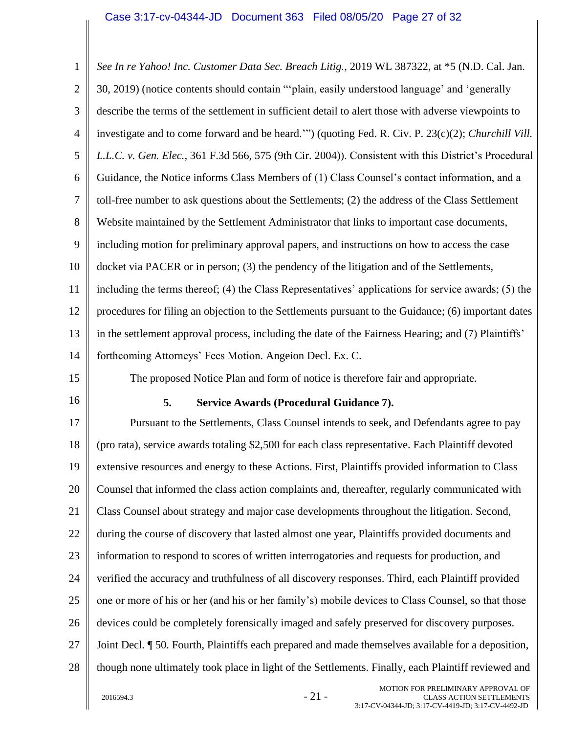*See In re Yahoo! Inc. Customer Data Sec. Breach Litig.*, 2019 WL 387322, at *5 (N.D. Cal. Jan. 30, 2019) (notice contents should contain "'plain, easily understood language' and 'generally describe the terms of the settlement in sufficient detail to alert those with adverse viewpoints to investigate and to come forward and be heard.'") (quoting Fed. R. Civ. P. 23(c)(2); *Churchill Vill. L.L.C. v. Gen. Elec.*, 361 F.3d 566, 575 (9th Cir. 2004)). Consistent with this District's Procedural Guidance, the Notice informs Class Members of (1) Class Counsel's contact information, and a toll-free number to ask questions about the Settlements; (2) the address of the Class Settlement Website maintained by the Settlement Administrator that links to important case documents, including motion for preliminary approval papers, and instructions on how to access the case docket via PACER or in person; (3) the pendency of the litigation and of the Settlements, including the terms thereof; (4) the Class Representatives' applications for service awards; (5) the procedures for filing an objection to the Settlements pursuant to the Guidance; (6) important dates in the settlement approval process, including the date of the Fairness Hearing; and (7) Plaintiffs' forthcoming Attorneys' Fees Motion. Angeion Decl. Ex. C.

The proposed Notice Plan and form of notice is therefore fair and appropriate.

**5. Service Awards (Procedural Guidance 7).**

Pursuant to the Settlements, Class Counsel intends to seek, and Defendants agree to pay (pro rata), service awards totaling $2,500 for each class representative. Each Plaintiff devoted extensive resources and energy to these Actions. First, Plaintiffs provided information to Class Counsel that informed the class action complaints and, thereafter, regularly communicated with Class Counsel about strategy and major case developments throughout the litigation. Second, during the course of discovery that lasted almost one year, Plaintiffs provided documents and information to respond to scores of written interrogatories and requests for production, and verified the accuracy and truthfulness of all discovery responses. Third, each Plaintiff provided one or more of his or her (and his or her family's) mobile devices to Class Counsel, so that those devices could be completely forensically imaged and safely preserved for discovery purposes. Joint Decl. ¶ 50. Fourth, Plaintiffs each prepared and made themselves available for a deposition, though none ultimately took place in light of the Settlements. Finally, each Plaintiff reviewed and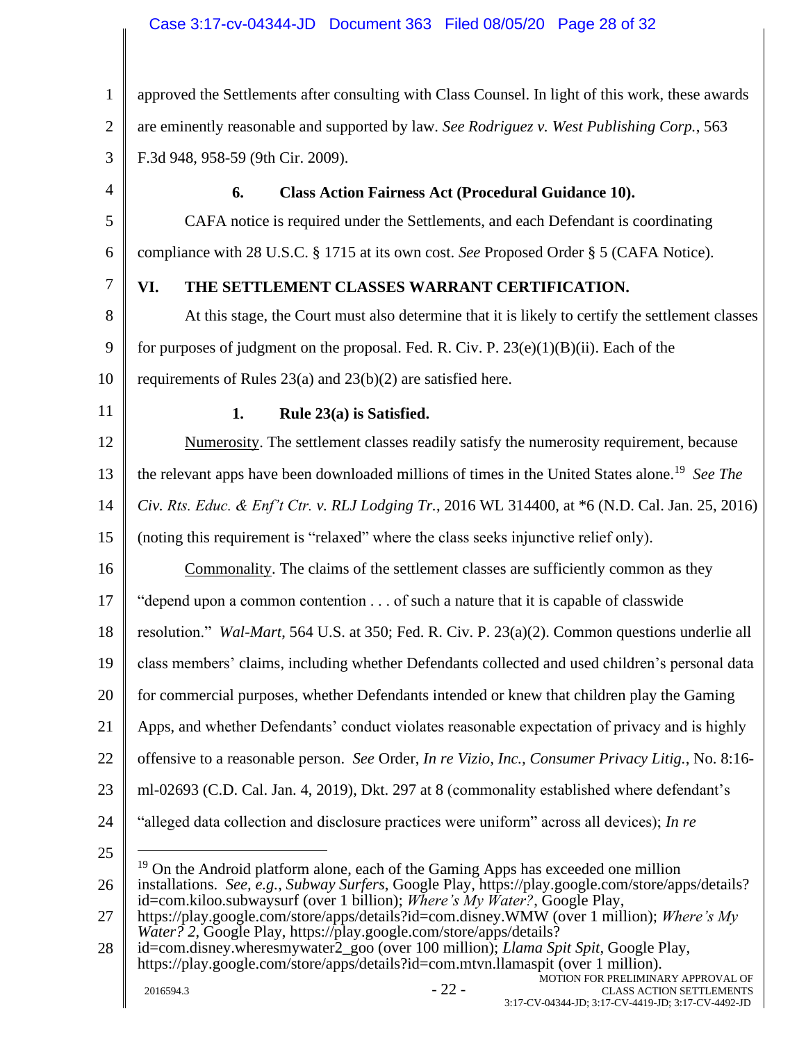approved the Settlements after consulting with Class Counsel. In light of this work, these awards are eminently reasonable and supported by law. *See Rodriguez v. West Publishing Corp.*, 563 F.3d 948, 958-59 (9th Cir. 2009).

**6. Class Action Fairness Act (Procedural Guidance 10).**

CAFA notice is required under the Settlements, and each Defendant is coordinating compliance with 28 U.S.C. § 1715 at its own cost. *See* Proposed Order § 5 (CAFA Notice).

## VI. THE SETTLEMENT CLASSES WARRANT CERTIFICATION.

At this stage, the Court must also determine that it is likely to certify the settlement classes for purposes of judgment on the proposal. Fed. R. Civ. P. 23(e)(1)(B)(ii). Each of the requirements of Rules 23(a) and 23(b)(2) are satisfied here.

**1. Rule 23(a) is Satisfied.**

Numerosity. The settlement classes readily satisfy the numerosity requirement, because the relevant apps have been downloaded millions of times in the United States alone.[19] *See The Civ. Rts. Educ. & Enf't Ctr. v. RLJ Lodging Tr.*, 2016 WL 314400, at *6 (N.D. Cal. Jan. 25, 2016) (noting this requirement is "relaxed" where the class seeks injunctive relief only).

Commonality. The claims of the settlement classes are sufficiently common as they "depend upon a common contention . . . of such a nature that it is capable of classwide resolution." *Wal-Mart*, 564 U.S. at 350; Fed. R. Civ. P. 23(a)(2). Common questions underlie all class members' claims, including whether Defendants collected and used children's personal data for commercial purposes, whether Defendants intended or knew that children play the Gaming Apps, and whether Defendants' conduct violates reasonable expectation of privacy and is highly offensive to a reasonable person. *See* Order, *In re Vizio, Inc., Consumer Privacy Litig.*, No. 8:16-ml-02693 (C.D. Cal. Jan. 4, 2019), Dkt. 297 at 8 (commonality established where defendant's "alleged data collection and disclosure practices were uniform" across all devices); *In re*

---

[19] On the Android platform alone, each of the Gaming Apps has exceeded one million installations. *See, e.g.*, *Subway Surfers*, Google Play, https://play.google.com/store/apps/details?id=com.kiloo.subwaysurf (over 1 billion); *Where's My Water?*, Google Play, https://play.google.com/store/apps/details?id=com.disney.WMW (over 1 million); *Where's My Water? 2*, Google Play, https://play.google.com/store/apps/details?id=com.disney.wheresmywater2_goo (over 100 million); *Llama Spit Spit*, Google Play, https://play.google.com/store/apps/details?id=com.mtvn.llamaspit (over 1 million).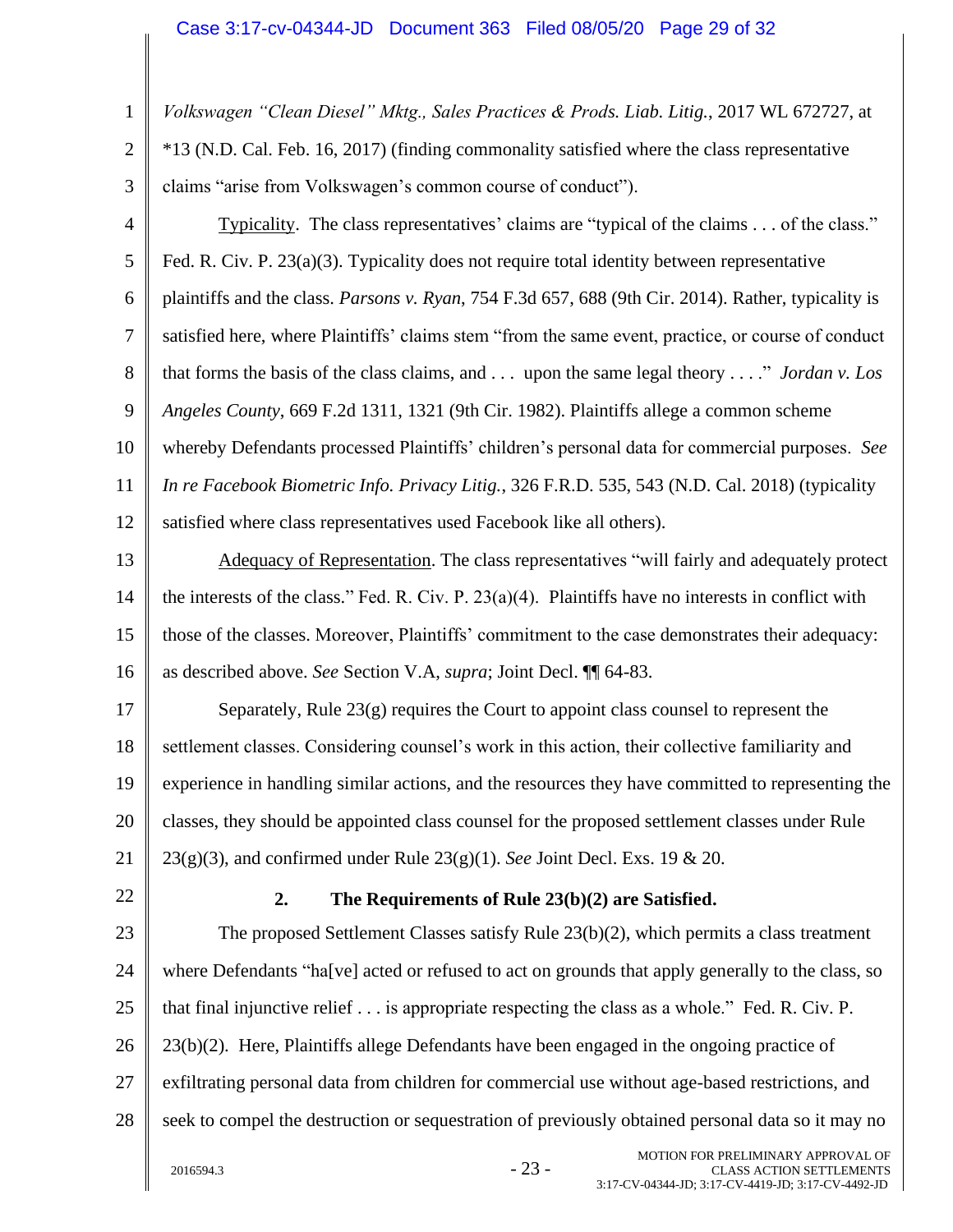*Volkswagen "Clean Diesel" Mktg., Sales Practices & Prods. Liab. Litig.*, 2017 WL 672727, at *13 (N.D. Cal. Feb. 16, 2017) (finding commonality satisfied where the class representative claims "arise from Volkswagen's common course of conduct").

Typicality. The class representatives' claims are "typical of the claims . . . of the class." Fed. R. Civ. P. 23(a)(3). Typicality does not require total identity between representative plaintiffs and the class. *Parsons v. Ryan*, 754 F.3d 657, 688 (9th Cir. 2014). Rather, typicality is satisfied here, where Plaintiffs' claims stem "from the same event, practice, or course of conduct that forms the basis of the class claims, and . . . upon the same legal theory . . . ." *Jordan v. Los Angeles County*, 669 F.2d 1311, 1321 (9th Cir. 1982). Plaintiffs allege a common scheme whereby Defendants processed Plaintiffs' children's personal data for commercial purposes. *See In re Facebook Biometric Info. Privacy Litig.*, 326 F.R.D. 535, 543 (N.D. Cal. 2018) (typicality satisfied where class representatives used Facebook like all others).

Adequacy of Representation. The class representatives "will fairly and adequately protect the interests of the class." Fed. R. Civ. P. 23(a)(4). Plaintiffs have no interests in conflict with those of the classes. Moreover, Plaintiffs' commitment to the case demonstrates their adequacy: as described above. *See* Section V.A, *supra*; Joint Decl. ¶¶ 64-83.

Separately, Rule 23(g) requires the Court to appoint class counsel to represent the settlement classes. Considering counsel's work in this action, their collective familiarity and experience in handling similar actions, and the resources they have committed to representing the classes, they should be appointed class counsel for the proposed settlement classes under Rule 23(g)(3), and confirmed under Rule 23(g)(1). *See* Joint Decl. Exs. 19 & 20.

### 2. The Requirements of Rule 23(b)(2) are Satisfied.

The proposed Settlement Classes satisfy Rule 23(b)(2), which permits a class treatment where Defendants "ha[ve] acted or refused to act on grounds that apply generally to the class, so that final injunctive relief . . . is appropriate respecting the class as a whole." Fed. R. Civ. P. 23(b)(2). Here, Plaintiffs allege Defendants have been engaged in the ongoing practice of exfiltrating personal data from children for commercial use without age-based restrictions, and seek to compel the destruction or sequestration of previously obtained personal data so it may no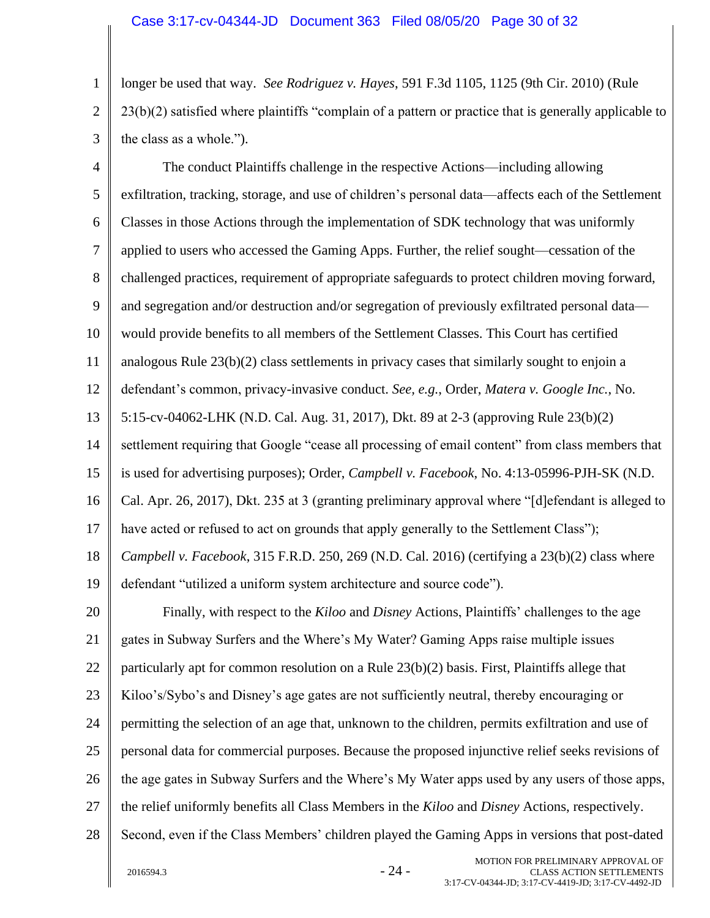longer be used that way. *See Rodriguez v. Hayes*, 591 F.3d 1105, 1125 (9th Cir. 2010) (Rule 23(b)(2) satisfied where plaintiffs "complain of a pattern or practice that is generally applicable to the class as a whole.").

The conduct Plaintiffs challenge in the respective Actions—including allowing exfiltration, tracking, storage, and use of children's personal data—affects each of the Settlement Classes in those Actions through the implementation of SDK technology that was uniformly applied to users who accessed the Gaming Apps. Further, the relief sought—cessation of the challenged practices, requirement of appropriate safeguards to protect children moving forward, and segregation and/or destruction and/or segregation of previously exfiltrated personal data—would provide benefits to all members of the Settlement Classes. This Court has certified analogous Rule 23(b)(2) class settlements in privacy cases that similarly sought to enjoin a defendant's common, privacy-invasive conduct. *See, e.g.*, Order, *Matera v. Google Inc.*, No. 5:15-cv-04062-LHK (N.D. Cal. Aug. 31, 2017), Dkt. 89 at 2-3 (approving Rule 23(b)(2) settlement requiring that Google "cease all processing of email content" from class members that is used for advertising purposes); Order, *Campbell v. Facebook*, No. 4:13-05996-PJH-SK (N.D. Cal. Apr. 26, 2017), Dkt. 235 at 3 (granting preliminary approval where "[d]efendant is alleged to have acted or refused to act on grounds that apply generally to the Settlement Class"); *Campbell v. Facebook*, 315 F.R.D. 250, 269 (N.D. Cal. 2016) (certifying a 23(b)(2) class where defendant "utilized a uniform system architecture and source code").

Finally, with respect to the *Kiloo* and *Disney* Actions, Plaintiffs' challenges to the age gates in Subway Surfers and the Where's My Water? Gaming Apps raise multiple issues particularly apt for common resolution on a Rule 23(b)(2) basis. First, Plaintiffs allege that Kiloo's/Sybo's and Disney's age gates are not sufficiently neutral, thereby encouraging or permitting the selection of an age that, unknown to the children, permits exfiltration and use of personal data for commercial purposes. Because the proposed injunctive relief seeks revisions of the age gates in Subway Surfers and the Where's My Water apps used by any users of those apps, the relief uniformly benefits all Class Members in the *Kiloo* and *Disney* Actions, respectively. Second, even if the Class Members' children played the Gaming Apps in versions that post-dated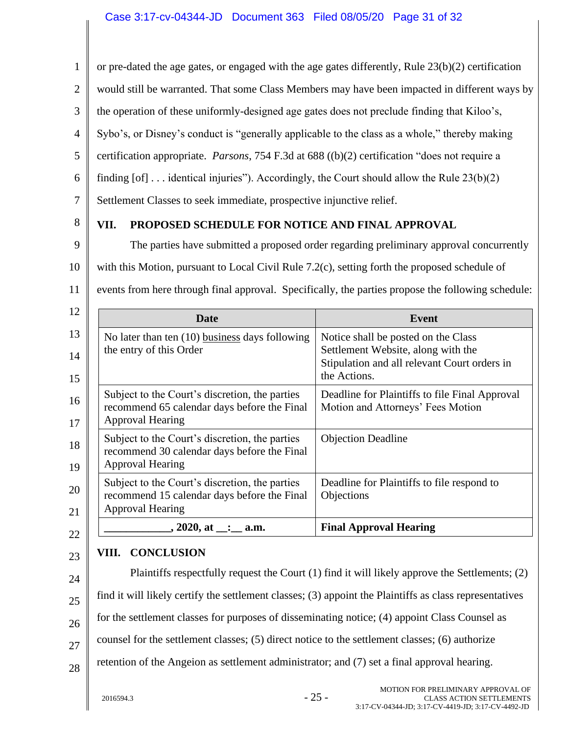or pre-dated the age gates, or engaged with the age gates differently, Rule 23(b)(2) certification would still be warranted. That some Class Members may have been impacted in different ways by the operation of these uniformly-designed age gates does not preclude finding that Kiloo's, Sybo's, or Disney's conduct is "generally applicable to the class as a whole," thereby making certification appropriate. *Parsons*, 754 F.3d at 688 ((b)(2) certification "does not require a finding [of] . . . identical injuries"). Accordingly, the Court should allow the Rule 23(b)(2) Settlement Classes to seek immediate, prospective injunctive relief.

## VII. PROPOSED SCHEDULE FOR NOTICE AND FINAL APPROVAL

The parties have submitted a proposed order regarding preliminary approval concurrently with this Motion, pursuant to Local Civil Rule 7.2(c), setting forth the proposed schedule of events from here through final approval. Specifically, the parties propose the following schedule:

| Date | Event |
| --- | --- |
| No later than ten (10) business days following the entry of this Order | Notice shall be posted on the Class Settlement Website, along with the Stipulation and all relevant Court orders in the Actions. |
| Subject to the Court's discretion, the parties recommend 65 calendar days before the Final Approval Hearing | Deadline for Plaintiffs to file Final Approval Motion and Attorneys' Fees Motion |
| Subject to the Court's discretion, the parties recommend 30 calendar days before the Final Approval Hearing | Objection Deadline |
| Subject to the Court's discretion, the parties recommend 15 calendar days before the Final Approval Hearing | Deadline for Plaintiffs to file respond to Objections |
| **____________, 2020, at __:__ a.m.** | **Final Approval Hearing** |

## VIII. CONCLUSION

Plaintiffs respectfully request the Court (1) find it will likely approve the Settlements; (2) find it will likely certify the settlement classes; (3) appoint the Plaintiffs as class representatives for the settlement classes for purposes of disseminating notice; (4) appoint Class Counsel as counsel for the settlement classes; (5) direct notice to the settlement classes; (6) authorize retention of the Angeion as settlement administrator; and (7) set a final approval hearing.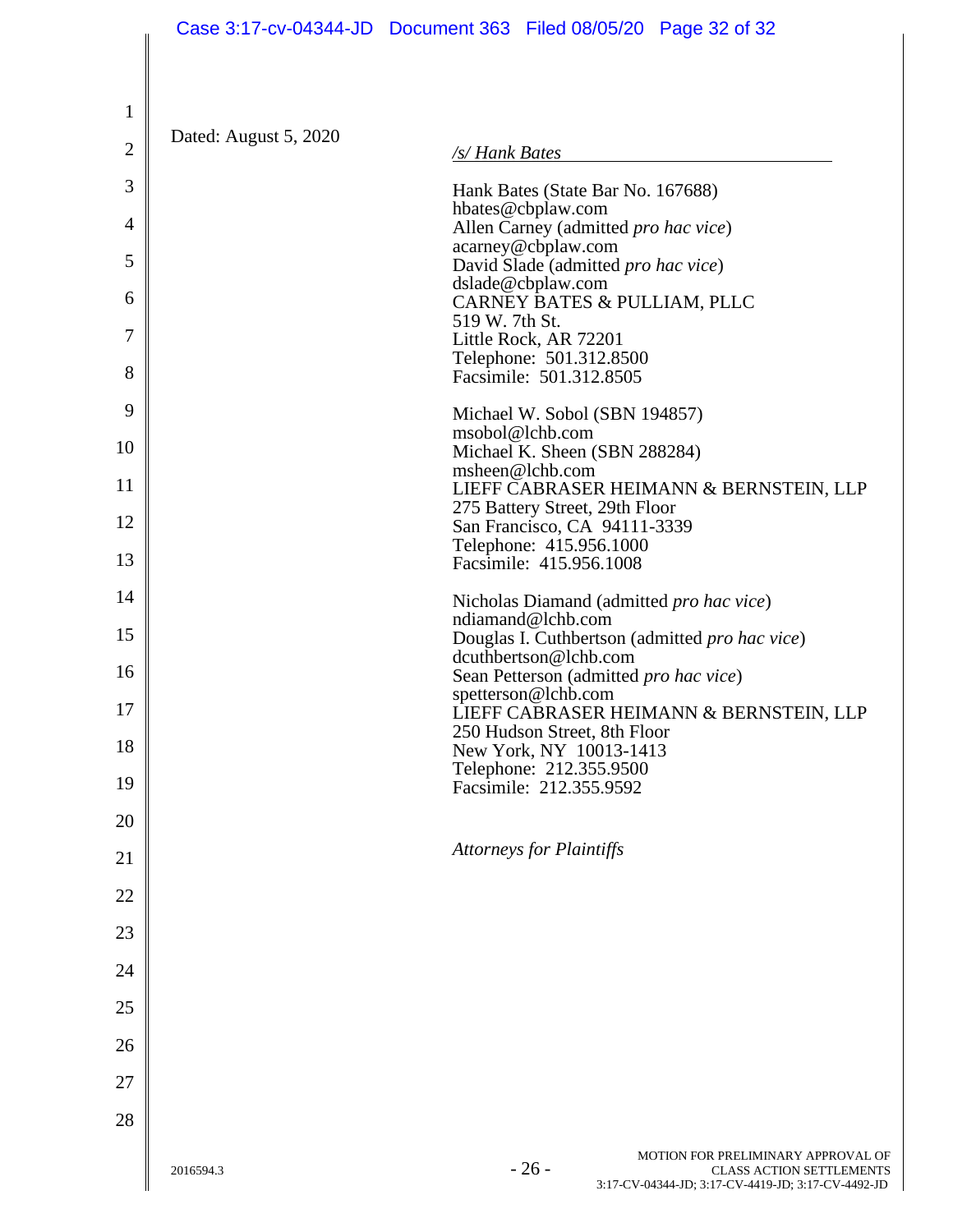Dated: August 5, 2020

*/s/ Hank Bates*

Hank Bates (State Bar No. 167688)
hbates@cbplaw.com
Allen Carney (admitted *pro hac vice*)
acarney@cbplaw.com
David Slade (admitted *pro hac vice*)
dslade@cbplaw.com
CARNEY BATES & PULLIAM, PLLC
519 W. 7th St.
Little Rock, AR 72201
Telephone: 501.312.8500
Facsimile: 501.312.8505

Michael W. Sobol (SBN 194857)
msobol@lchb.com
Michael K. Sheen (SBN 288284)
msheen@lchb.com
LIEFF CABRASER HEIMANN & BERNSTEIN, LLP
275 Battery Street, 29th Floor
San Francisco, CA 94111-3339
Telephone: 415.956.1000
Facsimile: 415.956.1008

Nicholas Diamand (admitted *pro hac vice*)
ndiamand@lchb.com
Douglas I. Cuthbertson (admitted *pro hac vice*)
dcuthbertson@lchb.com
Sean Petterson (admitted *pro hac vice*)
spetterson@lchb.com
LIEFF CABRASER HEIMANN & BERNSTEIN, LLP
250 Hudson Street, 8th Floor
New York, NY 10013-1413
Telephone: 212.355.9500
Facsimile: 212.355.9592

*Attorneys for Plaintiffs*